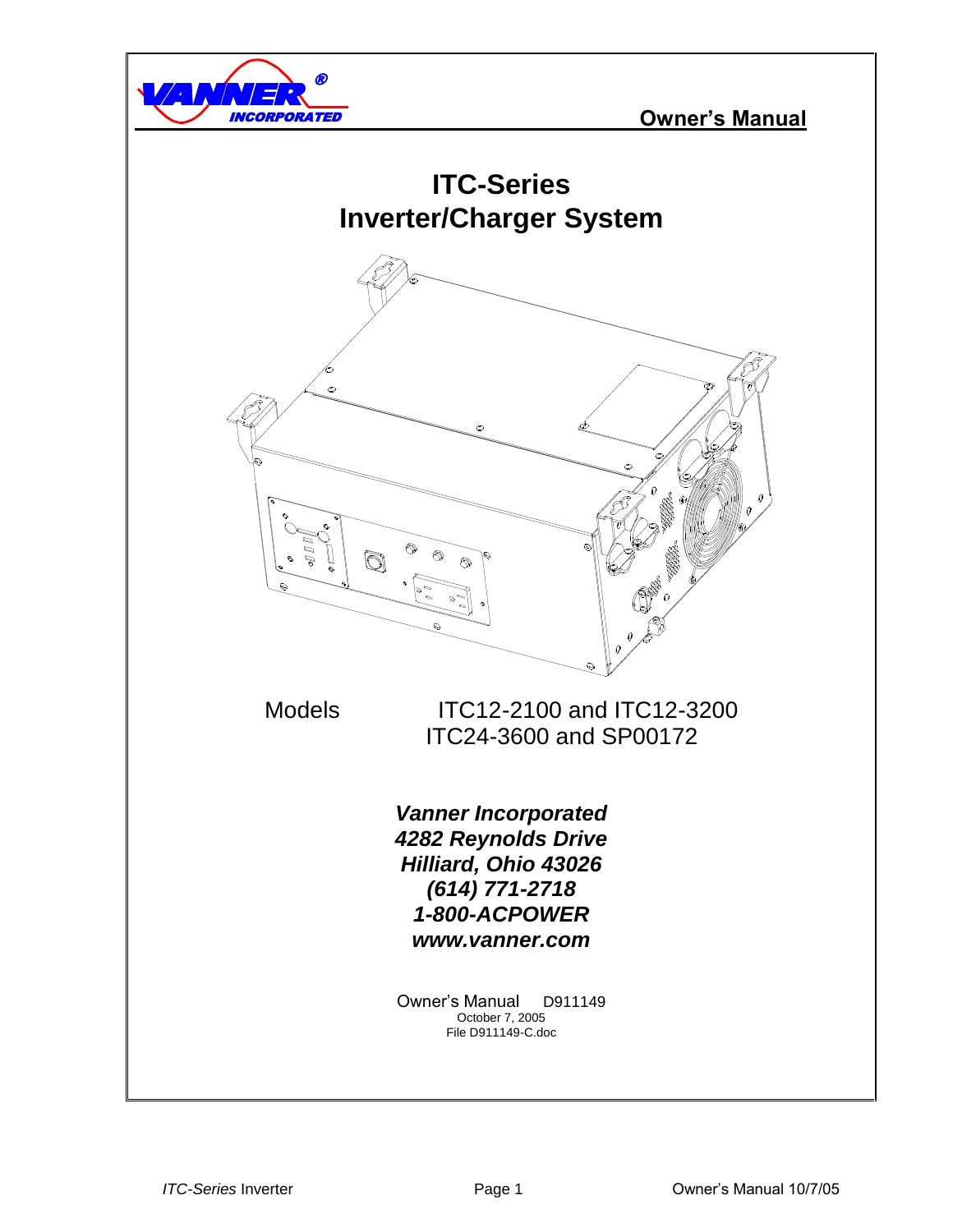VANNER® INCORPORATED

**Owner's Manual**

# ITC-Series
# Inverter/Charger System

Models ITC12-2100 and ITC12-3200
ITC24-3600 and SP00172

***Vanner Incorporated***
***4282 Reynolds Drive***
***Hilliard, Ohio 43026***
***(614) 771-2718***
***1-800-ACPOWER***
***www.vanner.com***

Owner's Manual D911149
October 7, 2005
File D911149-C.doc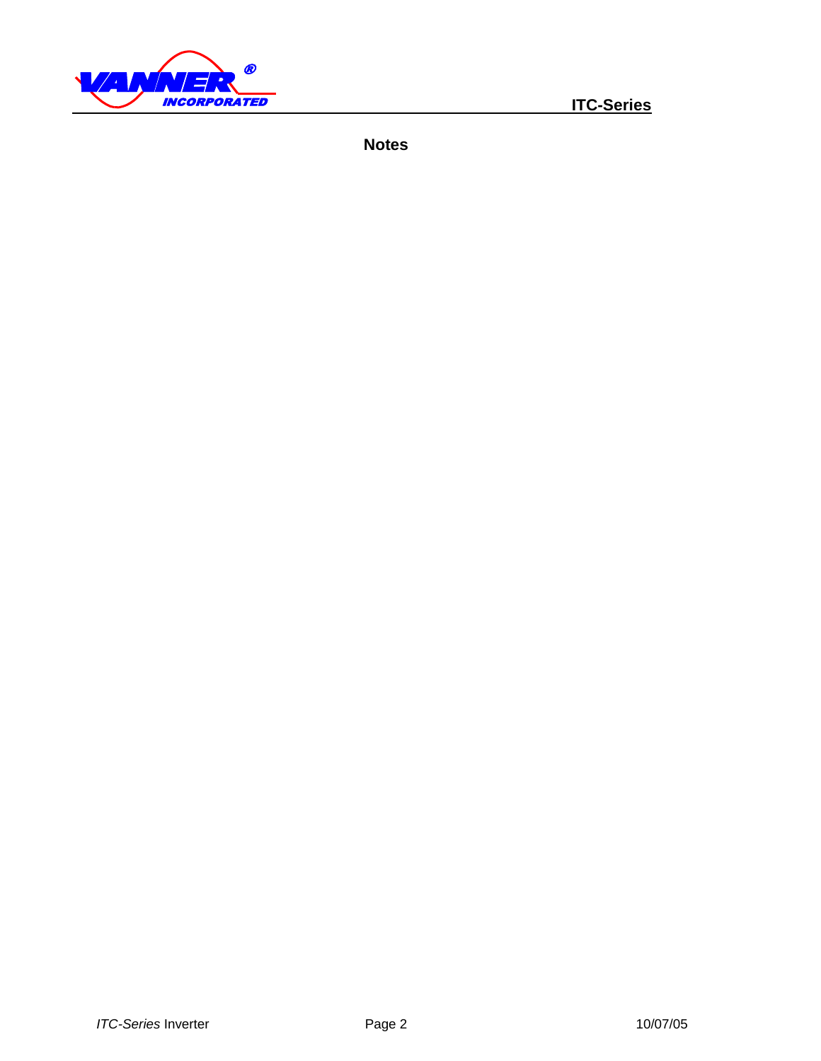## Notes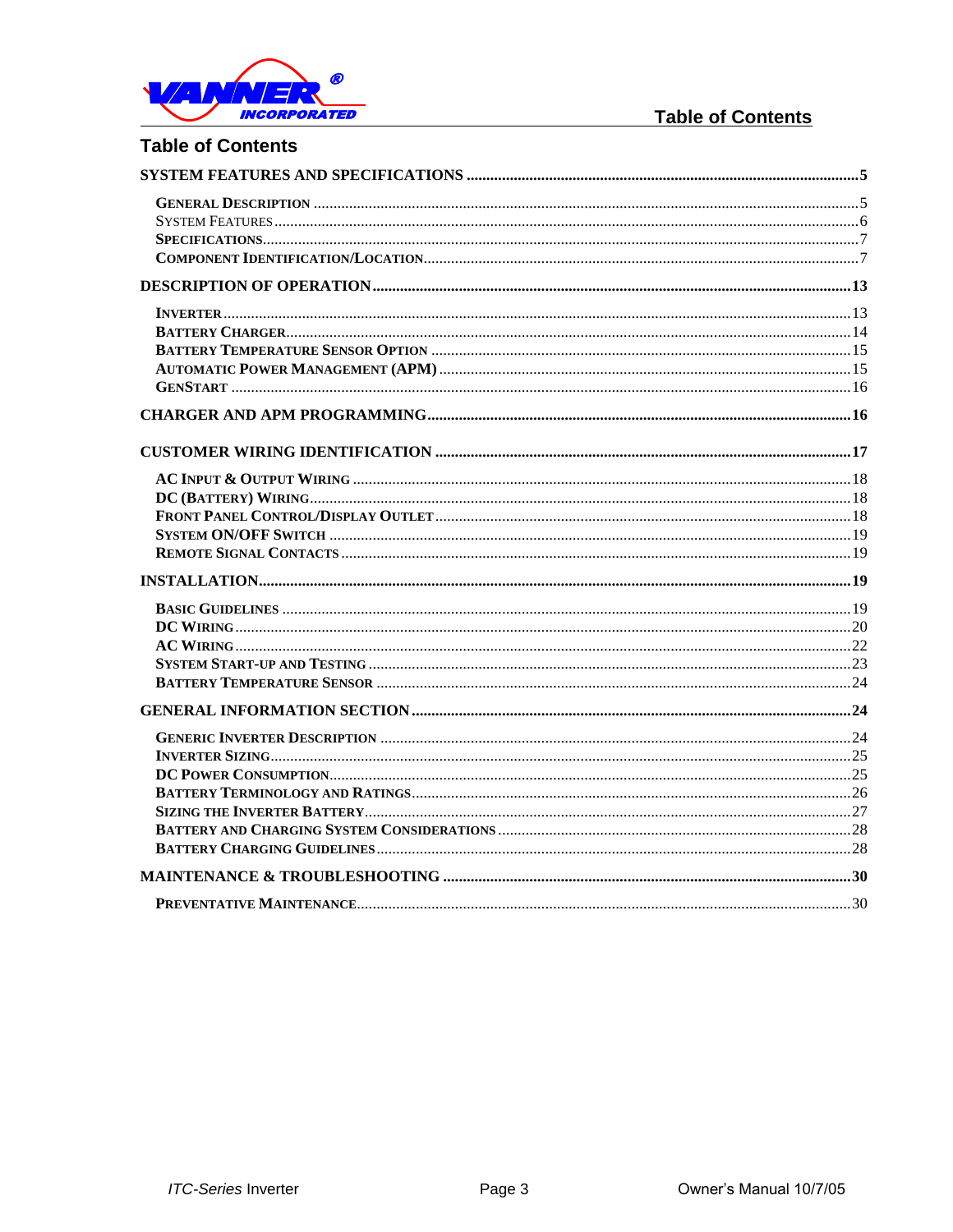# Table of Contents

**SYSTEM FEATURES AND SPECIFICATIONS** .......... **5**

- GENERAL DESCRIPTION .......... 5
- SYSTEM FEATURES .......... 6
- SPECIFICATIONS .......... 7
- COMPONENT IDENTIFICATION/LOCATION .......... 7

**DESCRIPTION OF OPERATION** .......... **13**

- INVERTER .......... 13
- BATTERY CHARGER .......... 14
- BATTERY TEMPERATURE SENSOR OPTION .......... 15
- AUTOMATIC POWER MANAGEMENT (APM) .......... 15
- GENSTART .......... 16

**CHARGER AND APM PROGRAMMING** .......... **16**

**CUSTOMER WIRING IDENTIFICATION** .......... **17**

- AC INPUT & OUTPUT WIRING .......... 18
- DC (BATTERY) WIRING .......... 18
- FRONT PANEL CONTROL/DISPLAY OUTLET .......... 18
- SYSTEM ON/OFF SWITCH .......... 19
- REMOTE SIGNAL CONTACTS .......... 19

**INSTALLATION** .......... **19**

- BASIC GUIDELINES .......... 19
- DC WIRING .......... 20
- AC WIRING .......... 22
- SYSTEM START-UP AND TESTING .......... 23
- BATTERY TEMPERATURE SENSOR .......... 24

**GENERAL INFORMATION SECTION** .......... **24**

- GENERIC INVERTER DESCRIPTION .......... 24
- INVERTER SIZING .......... 25
- DC POWER CONSUMPTION .......... 25
- BATTERY TERMINOLOGY AND RATINGS .......... 26
- SIZING THE INVERTER BATTERY .......... 27
- BATTERY AND CHARGING SYSTEM CONSIDERATIONS .......... 28
- BATTERY CHARGING GUIDELINES .......... 28

**MAINTENANCE & TROUBLESHOOTING** .......... **30**

- PREVENTATIVE MAINTENANCE .......... 30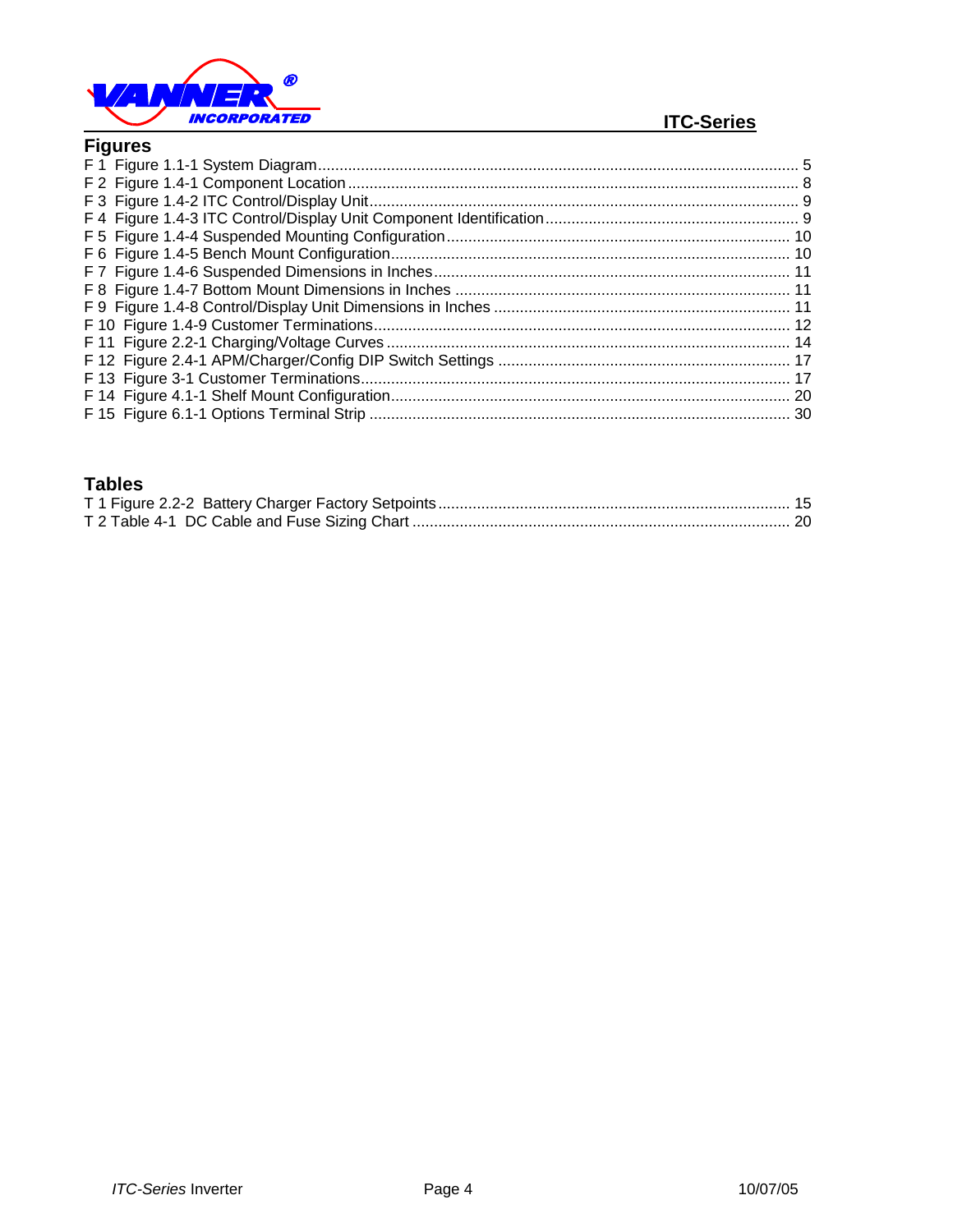## Figures

F 1 Figure 1.1-1 System Diagram ........................................................................................................ 5
F 2 Figure 1.4-1 Component Location ................................................................................................... 8
F 3 Figure 1.4-2 ITC Control/Display Unit .............................................................................................. 9
F 4 Figure 1.4-3 ITC Control/Display Unit Component Identification ..................................................... 9
F 5 Figure 1.4-4 Suspended Mounting Configuration .......................................................................... 10
F 6 Figure 1.4-5 Bench Mount Configuration ........................................................................................ 10
F 7 Figure 1.4-6 Suspended Dimensions in Inches .............................................................................. 11
F 8 Figure 1.4-7 Bottom Mount Dimensions in Inches ......................................................................... 11
F 9 Figure 1.4-8 Control/Display Unit Dimensions in Inches ................................................................ 11
F 10 Figure 1.4-9 Customer Terminations ............................................................................................. 12
F 11 Figure 2.2-1 Charging/Voltage Curves ........................................................................................... 14
F 12 Figure 2.4-1 APM/Charger/Config DIP Switch Settings ................................................................. 17
F 13 Figure 3-1 Customer Terminations ................................................................................................. 17
F 14 Figure 4.1-1 Shelf Mount Configuration ......................................................................................... 20
F 15 Figure 6.1-1 Options Terminal Strip ............................................................................................... 30

## Tables

T 1 Figure 2.2-2 Battery Charger Factory Setpoints ............................................................................... 15
T 2 Table 4-1 DC Cable and Fuse Sizing Chart ..................................................................................... 20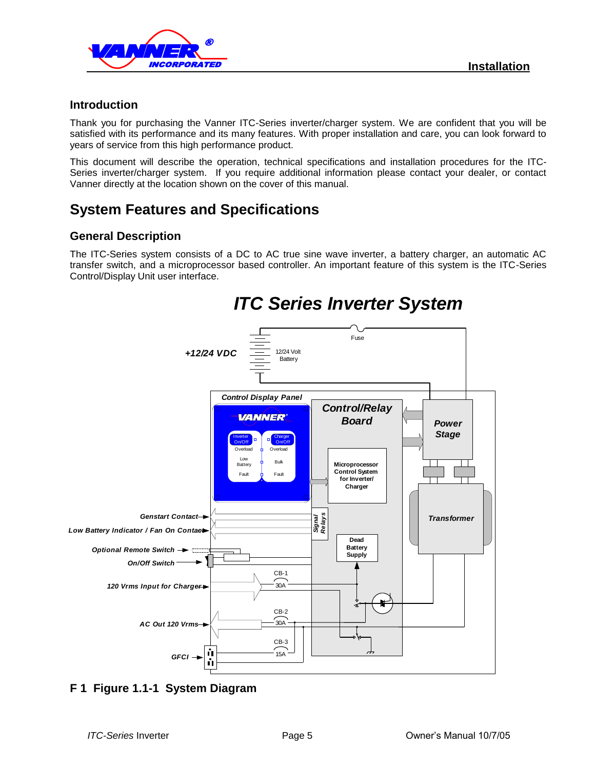## Introduction

Thank you for purchasing the Vanner ITC-Series inverter/charger system. We are confident that you will be satisfied with its performance and its many features. With proper installation and care, you can look forward to years of service from this high performance product.

This document will describe the operation, technical specifications and installation procedures for the ITC-Series inverter/charger system. If you require additional information please contact your dealer, or contact Vanner directly at the location shown on the cover of this manual.

# System Features and Specifications

## General Description

The ITC-Series system consists of a DC to AC true sine wave inverter, a battery charger, an automatic AC transfer switch, and a microprocessor based controller. An important feature of this system is the ITC-Series Control/Display Unit user interface.

**ITC Series Inverter System**

+12/24 VDC

12/24 Volt Battery

Fuse

Control Display Panel

VANNER

Inverter On/Off

Overload

Low Battery

Fault

Charger On/Off

Overload

Bulk

Fault

Control/Relay Board

Power Stage

Microprocessor Control System for Inverter/ Charger

Transformer

Signal Relays

Genstart Contact

Low Battery Indicator / Fan On Contact

Optional Remote Switch

On/Off Switch

Dead Battery Supply

120 Vrms Input for Charger

CB-1

30A

AC Out 120 Vrms

CB-2

30A

CB-3

15A

GFCI

**F 1 Figure 1.1-1 System Diagram**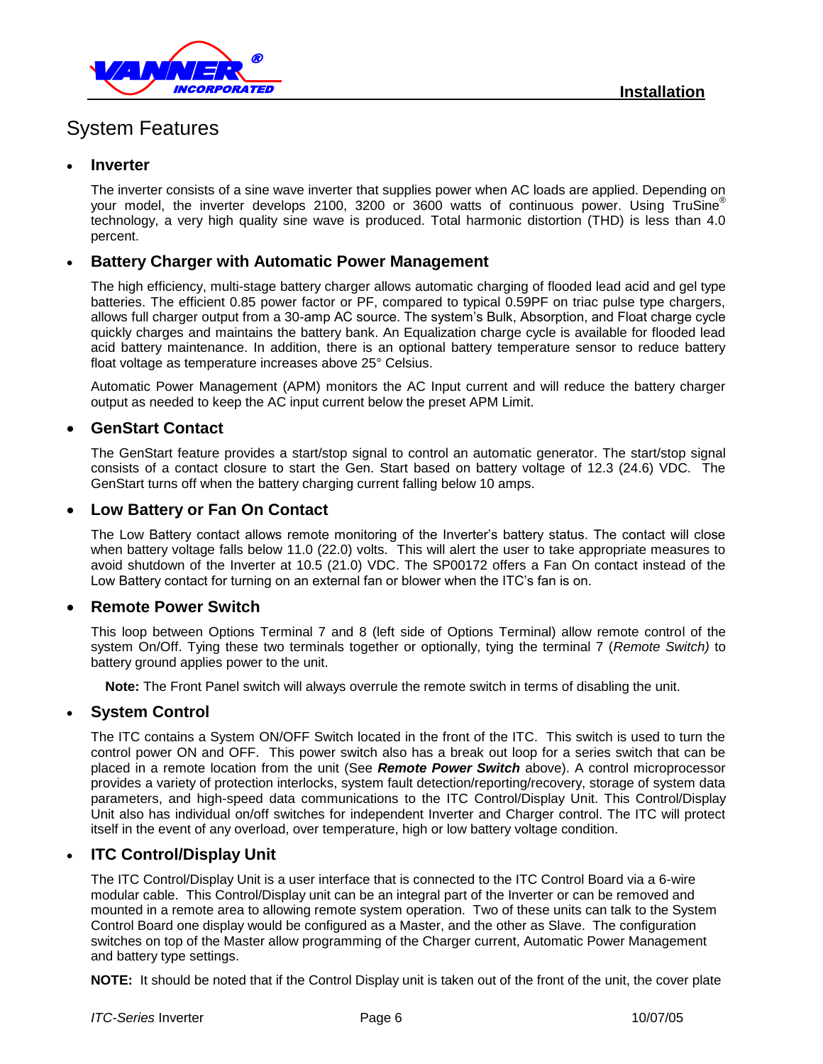## System Features

- **Inverter**

  The inverter consists of a sine wave inverter that supplies power when AC loads are applied. Depending on your model, the inverter develops 2100, 3200 or 3600 watts of continuous power. Using TruSine® technology, a very high quality sine wave is produced. Total harmonic distortion (THD) is less than 4.0 percent.

- **Battery Charger with Automatic Power Management**

  The high efficiency, multi-stage battery charger allows automatic charging of flooded lead acid and gel type batteries. The efficient 0.85 power factor or PF, compared to typical 0.59PF on triac pulse type chargers, allows full charger output from a 30-amp AC source. The system's Bulk, Absorption, and Float charge cycle quickly charges and maintains the battery bank. An Equalization charge cycle is available for flooded lead acid battery maintenance. In addition, there is an optional battery temperature sensor to reduce battery float voltage as temperature increases above 25° Celsius.

  Automatic Power Management (APM) monitors the AC Input current and will reduce the battery charger output as needed to keep the AC input current below the preset APM Limit.

- **GenStart Contact**

  The GenStart feature provides a start/stop signal to control an automatic generator. The start/stop signal consists of a contact closure to start the Gen. Start based on battery voltage of 12.3 (24.6) VDC. The GenStart turns off when the battery charging current falling below 10 amps.

- **Low Battery or Fan On Contact**

  The Low Battery contact allows remote monitoring of the Inverter's battery status. The contact will close when battery voltage falls below 11.0 (22.0) volts. This will alert the user to take appropriate measures to avoid shutdown of the Inverter at 10.5 (21.0) VDC. The SP00172 offers a Fan On contact instead of the Low Battery contact for turning on an external fan or blower when the ITC's fan is on.

- **Remote Power Switch**

  This loop between Options Terminal 7 and 8 (left side of Options Terminal) allow remote control of the system On/Off. Tying these two terminals together or optionally, tying the terminal 7 (*Remote Switch)* to battery ground applies power to the unit.

  **Note:** The Front Panel switch will always overrule the remote switch in terms of disabling the unit.

- **System Control**

  The ITC contains a System ON/OFF Switch located in the front of the ITC. This switch is used to turn the control power ON and OFF. This power switch also has a break out loop for a series switch that can be placed in a remote location from the unit (See ***Remote Power Switch*** above). A control microprocessor provides a variety of protection interlocks, system fault detection/reporting/recovery, storage of system data parameters, and high-speed data communications to the ITC Control/Display Unit. This Control/Display Unit also has individual on/off switches for independent Inverter and Charger control. The ITC will protect itself in the event of any overload, over temperature, high or low battery voltage condition.

- **ITC Control/Display Unit**

  The ITC Control/Display Unit is a user interface that is connected to the ITC Control Board via a 6-wire modular cable. This Control/Display unit can be an integral part of the Inverter or can be removed and mounted in a remote area to allowing remote system operation. Two of these units can talk to the System Control Board one display would be configured as a Master, and the other as Slave. The configuration switches on top of the Master allow programming of the Charger current, Automatic Power Management and battery type settings.

  **NOTE:** It should be noted that if the Control Display unit is taken out of the front of the unit, the cover plate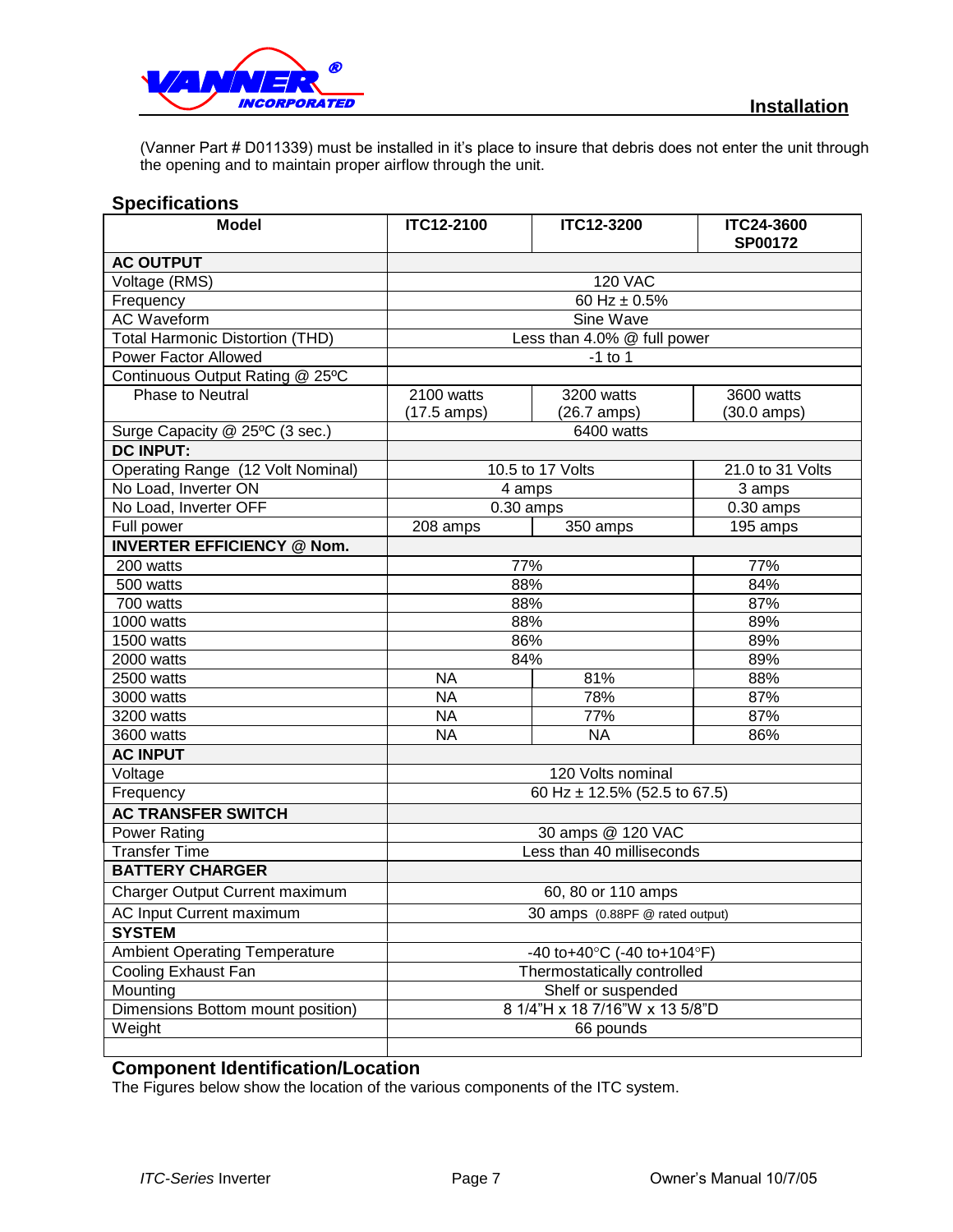(Vanner Part # D011339) must be installed in it's place to insure that debris does not enter the unit through the opening and to maintain proper airflow through the unit.

## Specifications

| Model | ITC12-2100 | ITC12-3200 | ITC24-3600 SP00172 |
|---|---|---|---|
| **AC OUTPUT** | | | |
| Voltage (RMS) | 120 VAC | | |
| Frequency | 60 Hz ± 0.5% | | |
| AC Waveform | Sine Wave | | |
| Total Harmonic Distortion (THD) | Less than 4.0% @ full power | | |
| Power Factor Allowed | -1 to 1 | | |
| Continuous Output Rating @ 25ºC | | | |
| Phase to Neutral | 2100 watts (17.5 amps) | 3200 watts (26.7 amps) | 3600 watts (30.0 amps) |
| Surge Capacity @ 25ºC (3 sec.) | 6400 watts | | |
| **DC INPUT:** | | | |
| Operating Range (12 Volt Nominal) | 10.5 to 17 Volts | | 21.0 to 31 Volts |
| No Load, Inverter ON | 4 amps | | 3 amps |
| No Load, Inverter OFF | 0.30 amps | | 0.30 amps |
| Full power | 208 amps | 350 amps | 195 amps |
| **INVERTER EFFICIENCY @ Nom.** | | | |
| 200 watts | 77% | | 77% |
| 500 watts | 88% | | 84% |
| 700 watts | 88% | | 87% |
| 1000 watts | 88% | | 89% |
| 1500 watts | 86% | | 89% |
| 2000 watts | 84% | | 89% |
| 2500 watts | NA | 81% | 88% |
| 3000 watts | NA | 78% | 87% |
| 3200 watts | NA | 77% | 87% |
| 3600 watts | NA | NA | 86% |
| **AC INPUT** | | | |
| Voltage | 120 Volts nominal | | |
| Frequency | 60 Hz ± 12.5% (52.5 to 67.5) | | |
| **AC TRANSFER SWITCH** | | | |
| Power Rating | 30 amps @ 120 VAC | | |
| Transfer Time | Less than 40 milliseconds | | |
| **BATTERY CHARGER** | | | |
| Charger Output Current maximum | 60, 80 or 110 amps | | |
| AC Input Current maximum | 30 amps (0.88PF @ rated output) | | |
| **SYSTEM** | | | |
| Ambient Operating Temperature | -40 to+40°C (-40 to+104°F) | | |
| Cooling Exhaust Fan | Thermostatically controlled | | |
| Mounting | Shelf or suspended | | |
| Dimensions Bottom mount position) | 8 1/4"H x 18 7/16"W x 13 5/8"D | | |
| Weight | 66 pounds | | |

## Component Identification/Location

The Figures below show the location of the various components of the ITC system.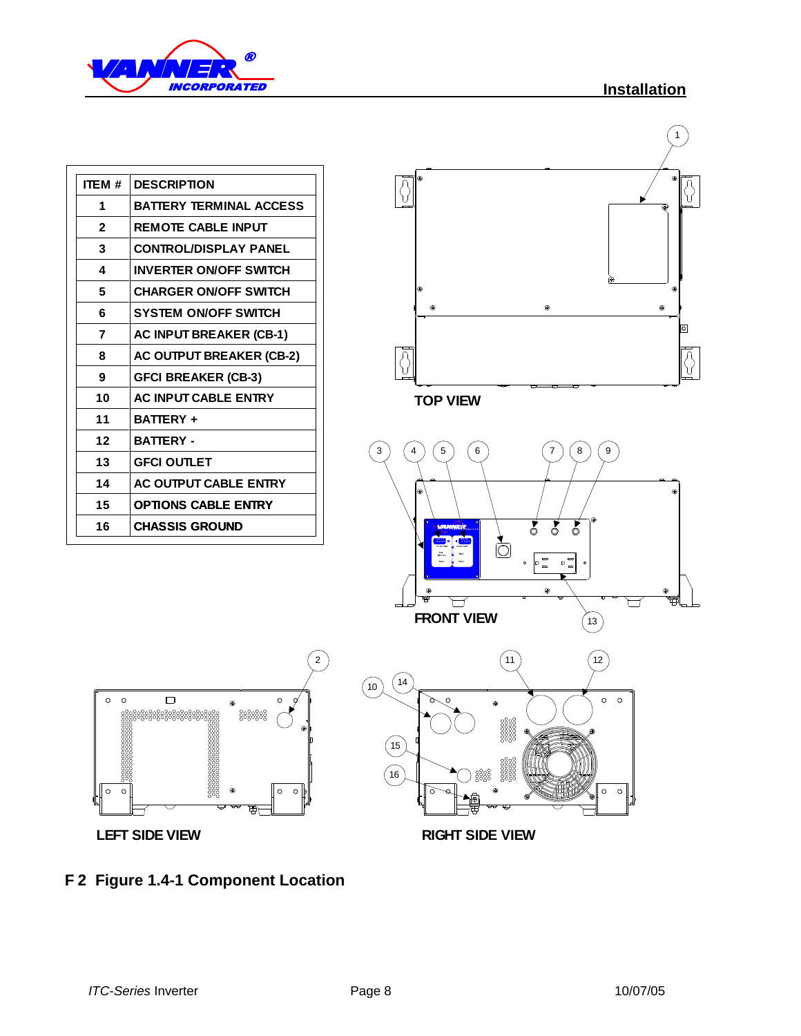| ITEM # | DESCRIPTION |
|---|---|
| 1 | BATTERY TERMINAL ACCESS |
| 2 | REMOTE CABLE INPUT |
| 3 | CONTROL/DISPLAY PANEL |
| 4 | INVERTER ON/OFF SWITCH |
| 5 | CHARGER ON/OFF SWITCH |
| 6 | SYSTEM ON/OFF SWITCH |
| 7 | AC INPUT BREAKER (CB-1) |
| 8 | AC OUTPUT BREAKER (CB-2) |
| 9 | GFCI BREAKER (CB-3) |
| 10 | AC INPUT CABLE ENTRY |
| 11 | BATTERY + |
| 12 | BATTERY - |
| 13 | GFCI OUTLET |
| 14 | AC OUTPUT CABLE ENTRY |
| 15 | OPTIONS CABLE ENTRY |
| 16 | CHASSIS GROUND |

TOP VIEW

FRONT VIEW

LEFT SIDE VIEW

RIGHT SIDE VIEW

**F 2 Figure 1.4-1 Component Location**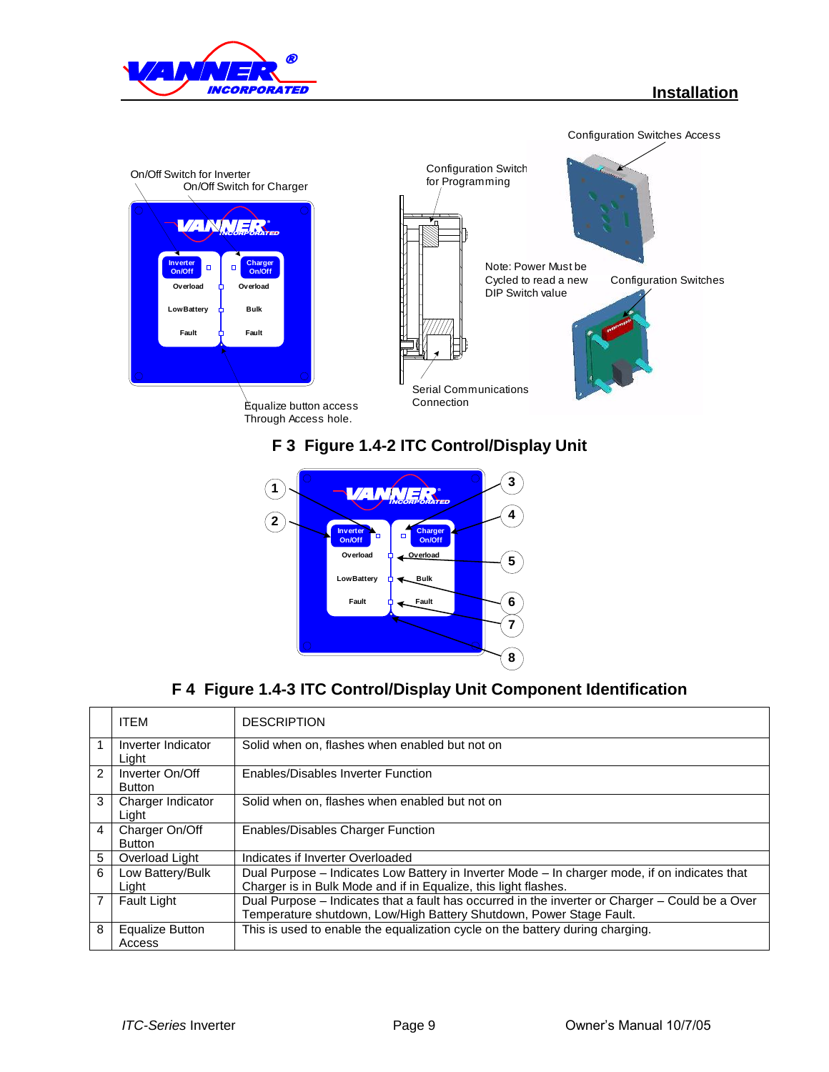Configuration Switches Access

On/Off Switch for Inverter

On/Off Switch for Charger

Configuration Switch for Programming

Note: Power Must be Cycled to read a new DIP Switch value

Configuration Switches

Equalize button access Through Access hole.

Serial Communications Connection

**F 3 Figure 1.4-2 ITC Control/Display Unit**

**F 4 Figure 1.4-3 ITC Control/Display Unit Component Identification**

| | ITEM | DESCRIPTION |
|---|---|---|
| 1 | Inverter Indicator Light | Solid when on, flashes when enabled but not on |
| 2 | Inverter On/Off Button | Enables/Disables Inverter Function |
| 3 | Charger Indicator Light | Solid when on, flashes when enabled but not on |
| 4 | Charger On/Off Button | Enables/Disables Charger Function |
| 5 | Overload Light | Indicates if Inverter Overloaded |
| 6 | Low Battery/Bulk Light | Dual Purpose – Indicates Low Battery in Inverter Mode – In charger mode, if on indicates that Charger is in Bulk Mode and if in Equalize, this light flashes. |
| 7 | Fault Light | Dual Purpose – Indicates that a fault has occurred in the inverter or Charger – Could be a Over Temperature shutdown, Low/High Battery Shutdown, Power Stage Fault. |
| 8 | Equalize Button Access | This is used to enable the equalization cycle on the battery during charging. |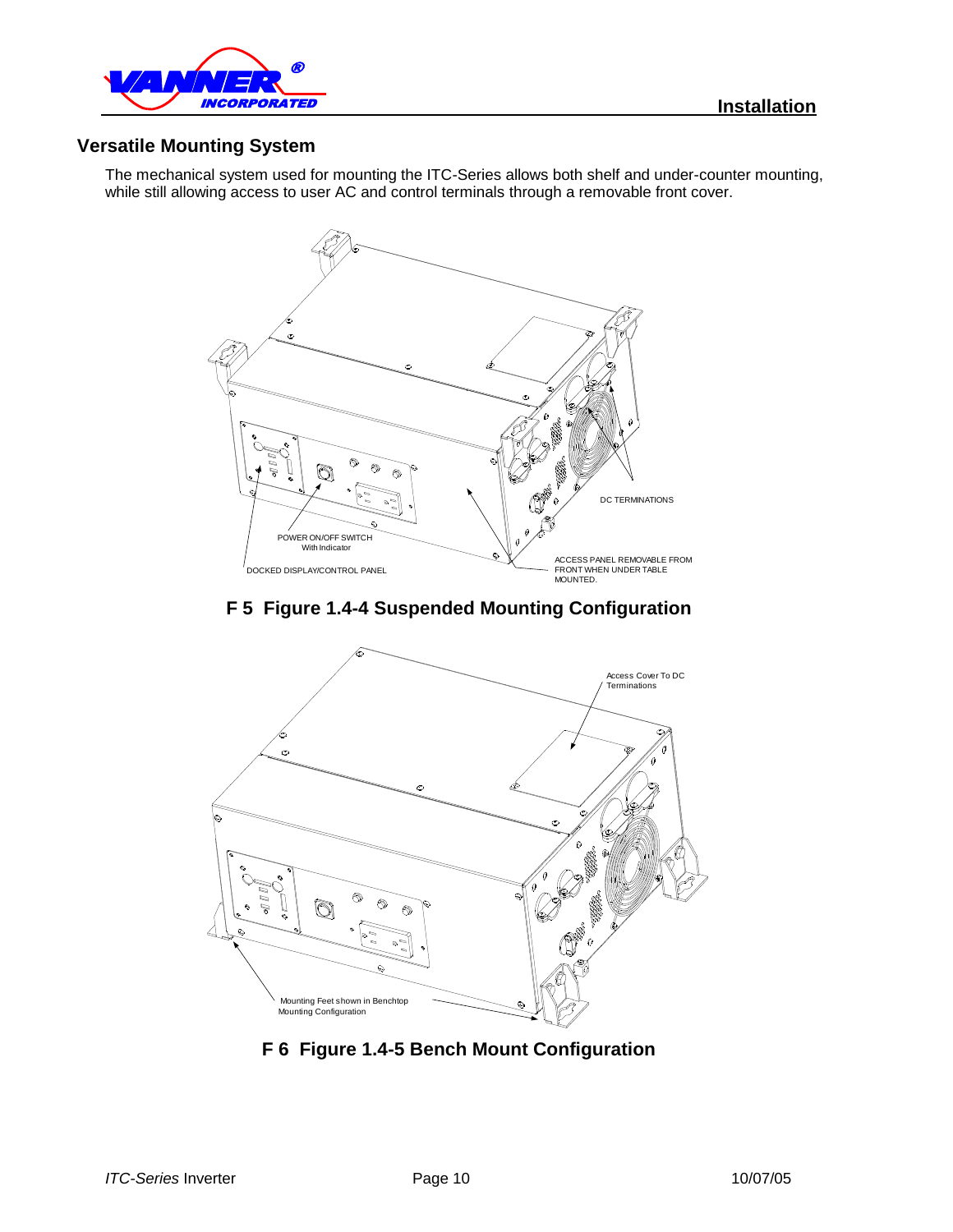## Versatile Mounting System

The mechanical system used for mounting the ITC-Series allows both shelf and under-counter mounting, while still allowing access to user AC and control terminals through a removable front cover.

DC TERMINATIONS

POWER ON/OFF SWITCH
With Indicator

DOCKED DISPLAY/CONTROL PANEL

ACCESS PANEL REMOVABLE FROM FRONT WHEN UNDER TABLE MOUNTED.

**F 5 Figure 1.4-4 Suspended Mounting Configuration**

Access Cover To DC Terminations

Mounting Feet shown in Benchtop Mounting Configuration

**F 6 Figure 1.4-5 Bench Mount Configuration**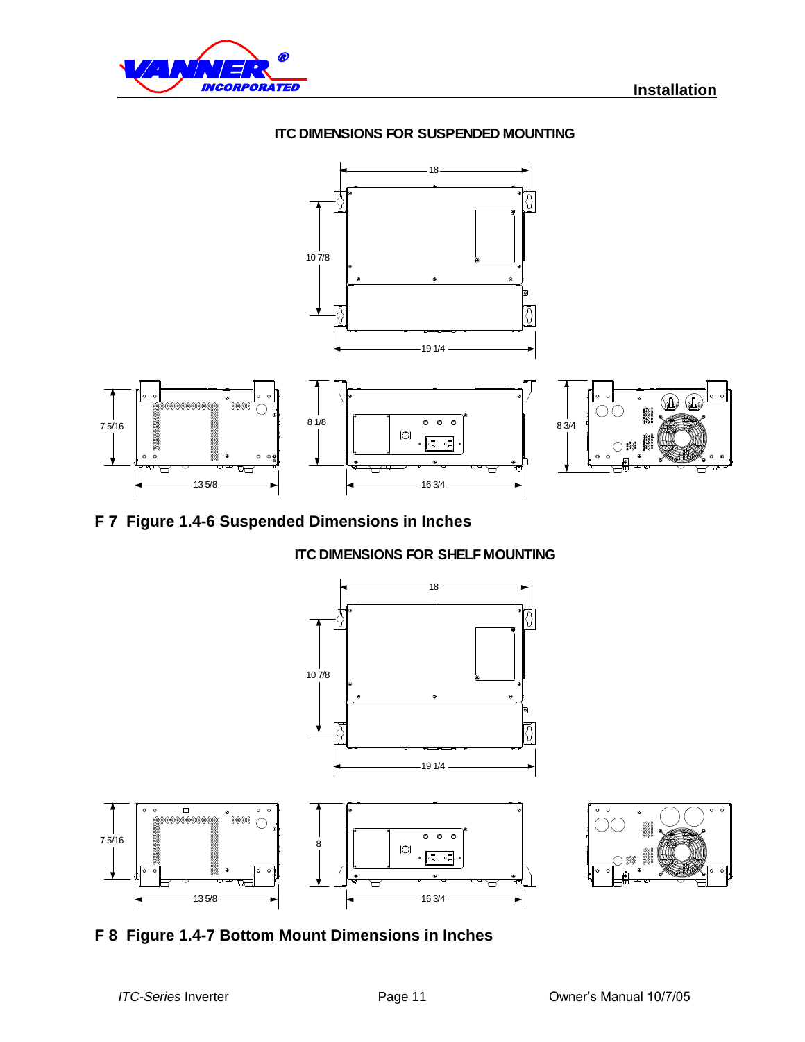ITC DIMENSIONS FOR SUSPENDED MOUNTING

18
10 7/8
19 1/4
7 5/16
13 5/8
8 1/8
16 3/4
8 3/4

**F 7 Figure 1.4-6 Suspended Dimensions in Inches**

ITC DIMENSIONS FOR SHELF MOUNTING

18
10 7/8
19 1/4
7 5/16
13 5/8
8
16 3/4

**F 8 Figure 1.4-7 Bottom Mount Dimensions in Inches**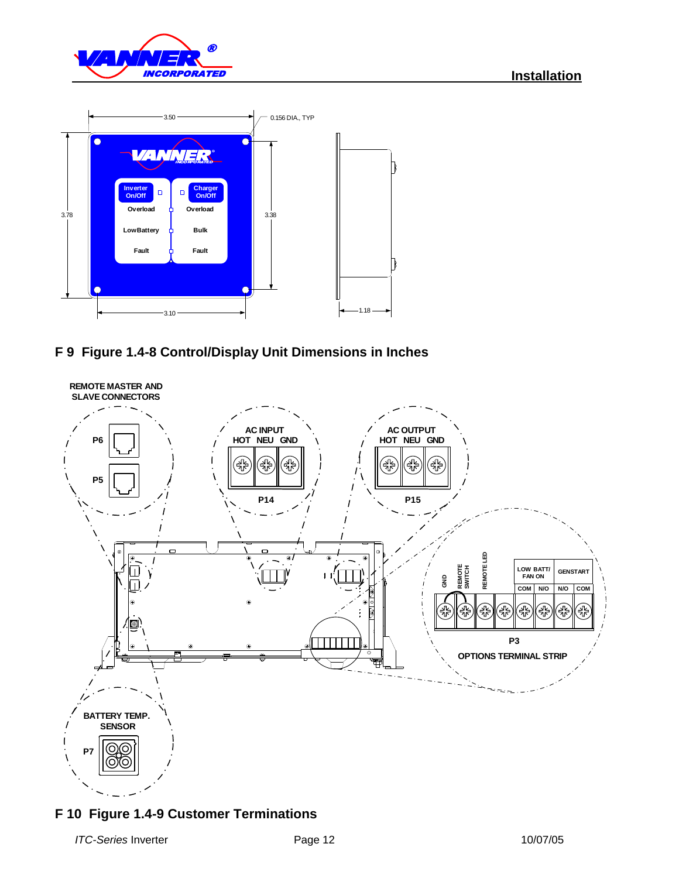3.50

0.156 DIA., TYP

3.78

3.38

3.10

1.18

Inverter On/Off

Charger On/Off

Overload

Overload

LowBattery

Bulk

Fault

Fault

## F 9 Figure 1.4-8 Control/Display Unit Dimensions in Inches

REMOTE MASTER AND SLAVE CONNECTORS

P6

P5

AC INPUT

HOT NEU GND

P14

AC OUTPUT

HOT NEU GND

P15

GND

REMOTE SWITCH

REMOTE LED

LOW BATT/ FAN ON

GENSTART

COM N/O N/O COM

P3

OPTIONS TERMINAL STRIP

BATTERY TEMP. SENSOR

P7

## F 10 Figure 1.4-9 Customer Terminations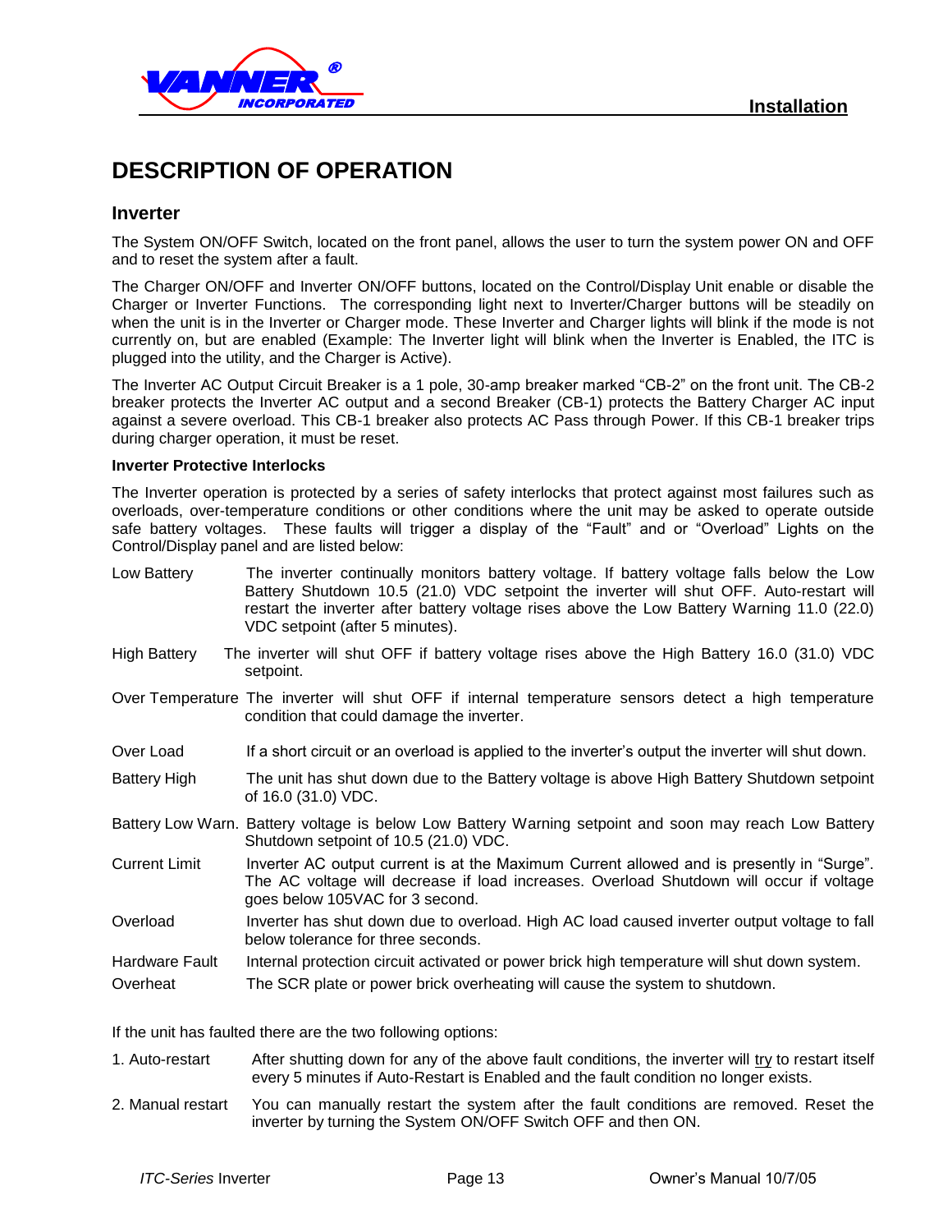# DESCRIPTION OF OPERATION

## Inverter

The System ON/OFF Switch, located on the front panel, allows the user to turn the system power ON and OFF and to reset the system after a fault.

The Charger ON/OFF and Inverter ON/OFF buttons, located on the Control/Display Unit enable or disable the Charger or Inverter Functions. The corresponding light next to Inverter/Charger buttons will be steadily on when the unit is in the Inverter or Charger mode. These Inverter and Charger lights will blink if the mode is not currently on, but are enabled (Example: The Inverter light will blink when the Inverter is Enabled, the ITC is plugged into the utility, and the Charger is Active).

The Inverter AC Output Circuit Breaker is a 1 pole, 30-amp breaker marked "CB-2" on the front unit. The CB-2 breaker protects the Inverter AC output and a second Breaker (CB-1) protects the Battery Charger AC input against a severe overload. This CB-1 breaker also protects AC Pass through Power. If this CB-1 breaker trips during charger operation, it must be reset.

**Inverter Protective Interlocks**

The Inverter operation is protected by a series of safety interlocks that protect against most failures such as overloads, over-temperature conditions or other conditions where the unit may be asked to operate outside safe battery voltages. These faults will trigger a display of the "Fault" and or "Overload" Lights on the Control/Display panel and are listed below:

Low Battery — The inverter continually monitors battery voltage. If battery voltage falls below the Low Battery Shutdown 10.5 (21.0) VDC setpoint the inverter will shut OFF. Auto-restart will restart the inverter after battery voltage rises above the Low Battery Warning 11.0 (22.0) VDC setpoint (after 5 minutes).

High Battery — The inverter will shut OFF if battery voltage rises above the High Battery 16.0 (31.0) VDC setpoint.

Over Temperature — The inverter will shut OFF if internal temperature sensors detect a high temperature condition that could damage the inverter.

Over Load — If a short circuit or an overload is applied to the inverter's output the inverter will shut down.

Battery High — The unit has shut down due to the Battery voltage is above High Battery Shutdown setpoint of 16.0 (31.0) VDC.

Battery Low Warn. — Battery voltage is below Low Battery Warning setpoint and soon may reach Low Battery Shutdown setpoint of 10.5 (21.0) VDC.

Current Limit — Inverter AC output current is at the Maximum Current allowed and is presently in "Surge". The AC voltage will decrease if load increases. Overload Shutdown will occur if voltage goes below 105VAC for 3 second.

Overload — Inverter has shut down due to overload. High AC load caused inverter output voltage to fall below tolerance for three seconds.

Hardware Fault — Internal protection circuit activated or power brick high temperature will shut down system.

Overheat — The SCR plate or power brick overheating will cause the system to shutdown.

If the unit has faulted there are the two following options:

1. Auto-restart — After shutting down for any of the above fault conditions, the inverter will try to restart itself every 5 minutes if Auto-Restart is Enabled and the fault condition no longer exists.

2. Manual restart — You can manually restart the system after the fault conditions are removed. Reset the inverter by turning the System ON/OFF Switch OFF and then ON.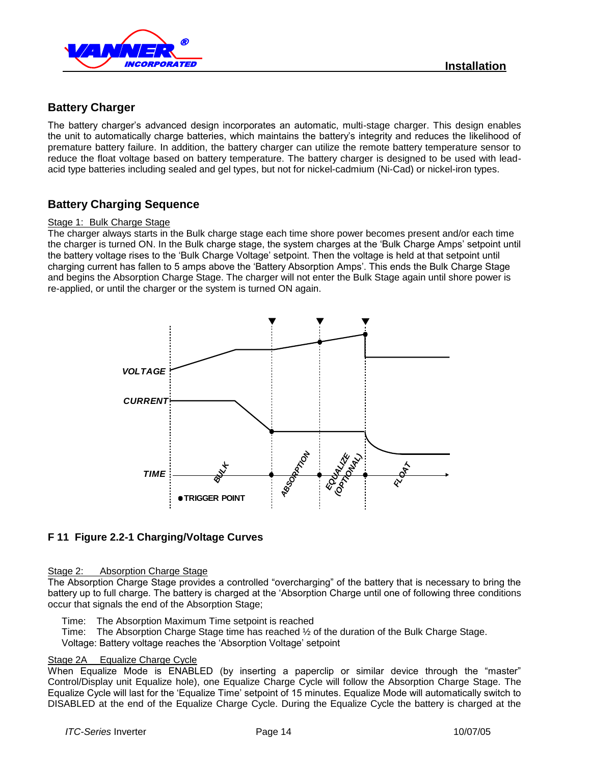## Battery Charger

The battery charger's advanced design incorporates an automatic, multi-stage charger. This design enables the unit to automatically charge batteries, which maintains the battery's integrity and reduces the likelihood of premature battery failure. In addition, the battery charger can utilize the remote battery temperature sensor to reduce the float voltage based on battery temperature. The battery charger is designed to be used with lead-acid type batteries including sealed and gel types, but not for nickel-cadmium (Ni-Cad) or nickel-iron types.

## Battery Charging Sequence

Stage 1: Bulk Charge Stage

The charger always starts in the Bulk charge stage each time shore power becomes present and/or each time the charger is turned ON. In the Bulk charge stage, the system charges at the 'Bulk Charge Amps' setpoint until the battery voltage rises to the 'Bulk Charge Voltage' setpoint. Then the voltage is held at that setpoint until charging current has fallen to 5 amps above the 'Battery Absorption Amps'. This ends the Bulk Charge Stage and begins the Absorption Charge Stage. The charger will not enter the Bulk Stage again until shore power is re-applied, or until the charger or the system is turned ON again.

**F 11 Figure 2.2-1 Charging/Voltage Curves**

Stage 2: Absorption Charge Stage

The Absorption Charge Stage provides a controlled "overcharging" of the battery that is necessary to bring the battery up to full charge. The battery is charged at the 'Absorption Charge until one of following three conditions occur that signals the end of the Absorption Stage;

Time: The Absorption Maximum Time setpoint is reached
Time: The Absorption Charge Stage time has reached ½ of the duration of the Bulk Charge Stage.
Voltage: Battery voltage reaches the 'Absorption Voltage' setpoint

Stage 2A Equalize Charge Cycle

When Equalize Mode is ENABLED (by inserting a paperclip or similar device through the "master" Control/Display unit Equalize hole), one Equalize Charge Cycle will follow the Absorption Charge Stage. The Equalize Cycle will last for the 'Equalize Time' setpoint of 15 minutes. Equalize Mode will automatically switch to DISABLED at the end of the Equalize Charge Cycle. During the Equalize Cycle the battery is charged at the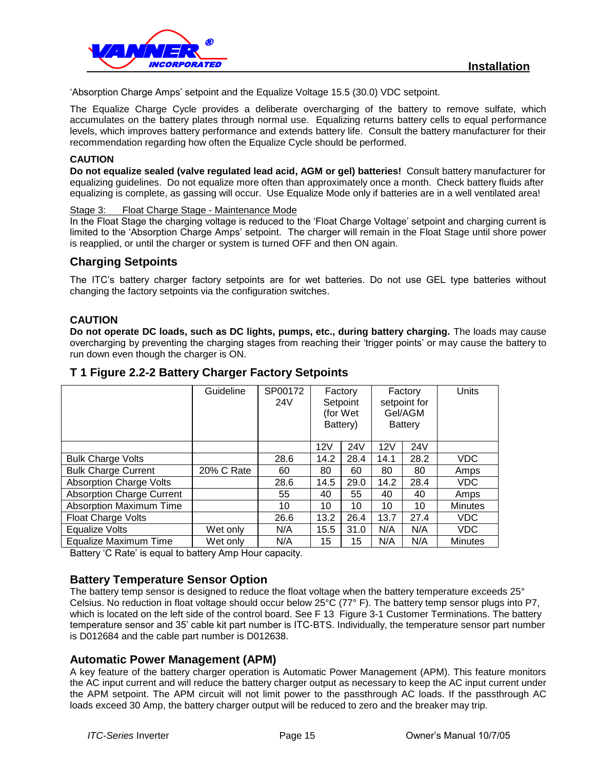'Absorption Charge Amps' setpoint and the Equalize Voltage 15.5 (30.0) VDC setpoint.

The Equalize Charge Cycle provides a deliberate overcharging of the battery to remove sulfate, which accumulates on the battery plates through normal use. Equalizing returns battery cells to equal performance levels, which improves battery performance and extends battery life. Consult the battery manufacturer for their recommendation regarding how often the Equalize Cycle should be performed.

**CAUTION**

**Do not equalize sealed (valve regulated lead acid, AGM or gel) batteries!** Consult battery manufacturer for equalizing guidelines. Do not equalize more often than approximately once a month. Check battery fluids after equalizing is complete, as gassing will occur. Use Equalize Mode only if batteries are in a well ventilated area!

Stage 3: Float Charge Stage - Maintenance Mode

In the Float Stage the charging voltage is reduced to the 'Float Charge Voltage' setpoint and charging current is limited to the 'Absorption Charge Amps' setpoint. The charger will remain in the Float Stage until shore power is reapplied, or until the charger or system is turned OFF and then ON again.

## Charging Setpoints

The ITC's battery charger factory setpoints are for wet batteries. Do not use GEL type batteries without changing the factory setpoints via the configuration switches.

**CAUTION**

**Do not operate DC loads, such as DC lights, pumps, etc., during battery charging.** The loads may cause overcharging by preventing the charging stages from reaching their 'trigger points' or may cause the battery to run down even though the charger is ON.

## T 1 Figure 2.2-2 Battery Charger Factory Setpoints

| | Guideline | SP00172 24V | Factory Setpoint (for Wet Battery) | | Factory setpoint for Gel/AGM Battery | | Units |
|---|---|---|---|---|---|---|---|
| | | | 12V | 24V | 12V | 24V | |
| Bulk Charge Volts | | 28.6 | 14.2 | 28.4 | 14.1 | 28.2 | VDC |
| Bulk Charge Current | 20% C Rate | 60 | 80 | 60 | 80 | 80 | Amps |
| Absorption Charge Volts | | 28.6 | 14.5 | 29.0 | 14.2 | 28.4 | VDC |
| Absorption Charge Current | | 55 | 40 | 55 | 40 | 40 | Amps |
| Absorption Maximum Time | | 10 | 10 | 10 | 10 | 10 | Minutes |
| Float Charge Volts | | 26.6 | 13.2 | 26.4 | 13.7 | 27.4 | VDC |
| Equalize Volts | Wet only | N/A | 15.5 | 31.0 | N/A | N/A | VDC |
| Equalize Maximum Time | Wet only | N/A | 15 | 15 | N/A | N/A | Minutes |

Battery 'C Rate' is equal to battery Amp Hour capacity.

## Battery Temperature Sensor Option

The battery temp sensor is designed to reduce the float voltage when the battery temperature exceeds 25° Celsius. No reduction in float voltage should occur below 25°C (77° F). The battery temp sensor plugs into P7, which is located on the left side of the control board. See F 13 Figure 3-1 Customer Terminations. The battery temperature sensor and 35' cable kit part number is ITC-BTS. Individually, the temperature sensor part number is D012684 and the cable part number is D012638.

## Automatic Power Management (APM)

A key feature of the battery charger operation is Automatic Power Management (APM). This feature monitors the AC input current and will reduce the battery charger output as necessary to keep the AC input current under the APM setpoint. The APM circuit will not limit power to the passthrough AC loads. If the passthrough AC loads exceed 30 Amp, the battery charger output will be reduced to zero and the breaker may trip.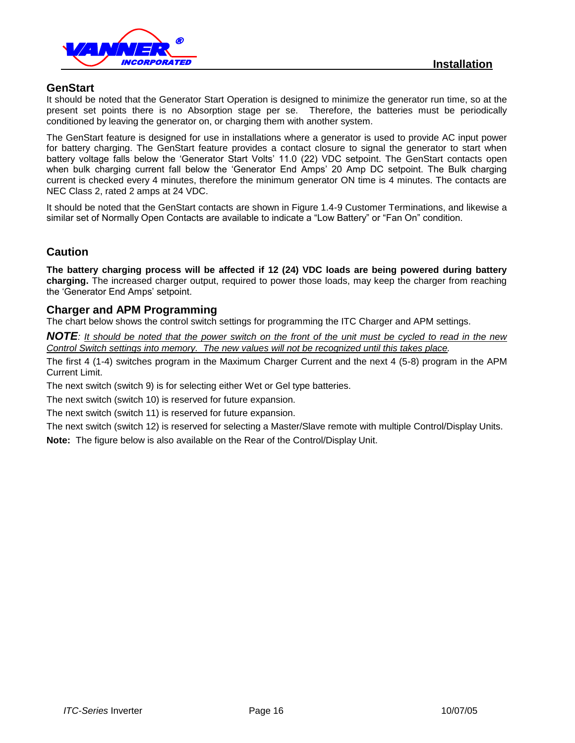## GenStart

It should be noted that the Generator Start Operation is designed to minimize the generator run time, so at the present set points there is no Absorption stage per se. Therefore, the batteries must be periodically conditioned by leaving the generator on, or charging them with another system.

The GenStart feature is designed for use in installations where a generator is used to provide AC input power for battery charging. The GenStart feature provides a contact closure to signal the generator to start when battery voltage falls below the 'Generator Start Volts' 11.0 (22) VDC setpoint. The GenStart contacts open when bulk charging current fall below the 'Generator End Amps' 20 Amp DC setpoint. The Bulk charging current is checked every 4 minutes, therefore the minimum generator ON time is 4 minutes. The contacts are NEC Class 2, rated 2 amps at 24 VDC.

It should be noted that the GenStart contacts are shown in Figure 1.4-9 Customer Terminations, and likewise a similar set of Normally Open Contacts are available to indicate a "Low Battery" or "Fan On" condition.

## Caution

**The battery charging process will be affected if 12 (24) VDC loads are being powered during battery charging.** The increased charger output, required to power those loads, may keep the charger from reaching the 'Generator End Amps' setpoint.

## Charger and APM Programming

The chart below shows the control switch settings for programming the ITC Charger and APM settings.

***NOTE****: It should be noted that the power switch on the front of the unit must be cycled to read in the new Control Switch settings into memory. The new values will not be recognized until this takes place.*

The first 4 (1-4) switches program in the Maximum Charger Current and the next 4 (5-8) program in the APM Current Limit.

The next switch (switch 9) is for selecting either Wet or Gel type batteries.

The next switch (switch 10) is reserved for future expansion.

The next switch (switch 11) is reserved for future expansion.

The next switch (switch 12) is reserved for selecting a Master/Slave remote with multiple Control/Display Units.

**Note:** The figure below is also available on the Rear of the Control/Display Unit.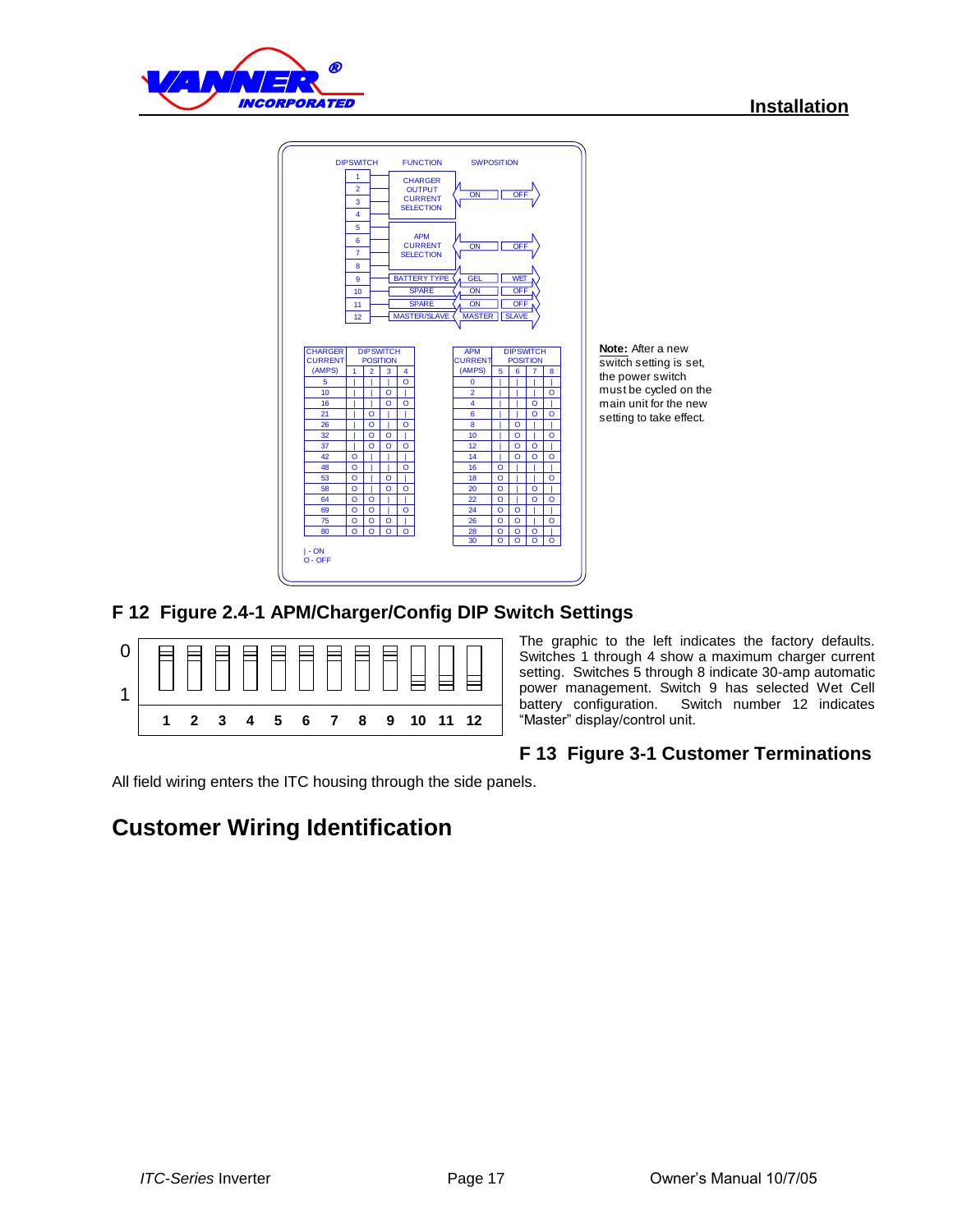| DIPSWITCH | FUNCTION | SWPOSITION | |
|---|---|---|---|
| 1–4 | CHARGER OUTPUT CURRENT SELECTION | ON | OFF |
| 5–8 | APM CURRENT SELECTION | ON | OFF |
| 9 | BATTERY TYPE | GEL | WET |
| 10 | SPARE | ON | OFF |
| 11 | SPARE | ON | OFF |
| 12 | MASTER/SLAVE | MASTER | SLAVE |

| CHARGER CURRENT (AMPS) | DIPSWITCH POSITION | | | |
|---|---|---|---|---|
| | 1 | 2 | 3 | 4 |
| 5 | \| | \| | \| | O |
| 10 | \| | \| | O | \| |
| 16 | \| | \| | O | O |
| 21 | \| | O | \| | \| |
| 26 | \| | O | \| | O |
| 32 | \| | O | O | \| |
| 37 | \| | O | O | O |
| 42 | O | \| | \| | \| |
| 48 | O | \| | \| | O |
| 53 | O | \| | O | \| |
| 58 | O | \| | O | O |
| 64 | O | O | \| | \| |
| 69 | O | O | \| | O |
| 75 | O | O | O | \| |
| 80 | O | O | O | O |

| APM CURRENT (AMPS) | DIPSWITCH POSITION | | | |
|---|---|---|---|---|
| | 5 | 6 | 7 | 8 |
| 0 | \| | \| | \| | \| |
| 2 | \| | \| | \| | O |
| 4 | \| | \| | O | \| |
| 6 | \| | \| | O | O |
| 8 | \| | O | \| | \| |
| 10 | \| | O | \| | O |
| 12 | \| | O | O | \| |
| 14 | \| | O | O | O |
| 16 | O | \| | \| | \| |
| 18 | O | \| | \| | O |
| 20 | O | \| | O | \| |
| 22 | O | \| | O | O |
| 24 | O | O | \| | \| |
| 26 | O | O | \| | O |
| 28 | O | O | O | \| |
| 30 | O | O | O | O |

| - ON
O - OFF

**Note:** After a new switch setting is set, the power switch must be cycled on the main unit for the new setting to take effect.

**F 12 Figure 2.4-1 APM/Charger/Config DIP Switch Settings**

0

1

1 2 3 4 5 6 7 8 9 10 11 12

The graphic to the left indicates the factory defaults. Switches 1 through 4 show a maximum charger current setting. Switches 5 through 8 indicate 30-amp automatic power management. Switch 9 has selected Wet Cell battery configuration. Switch number 12 indicates "Master" display/control unit.

**F 13 Figure 3-1 Customer Terminations**

All field wiring enters the ITC housing through the side panels.

## Customer Wiring Identification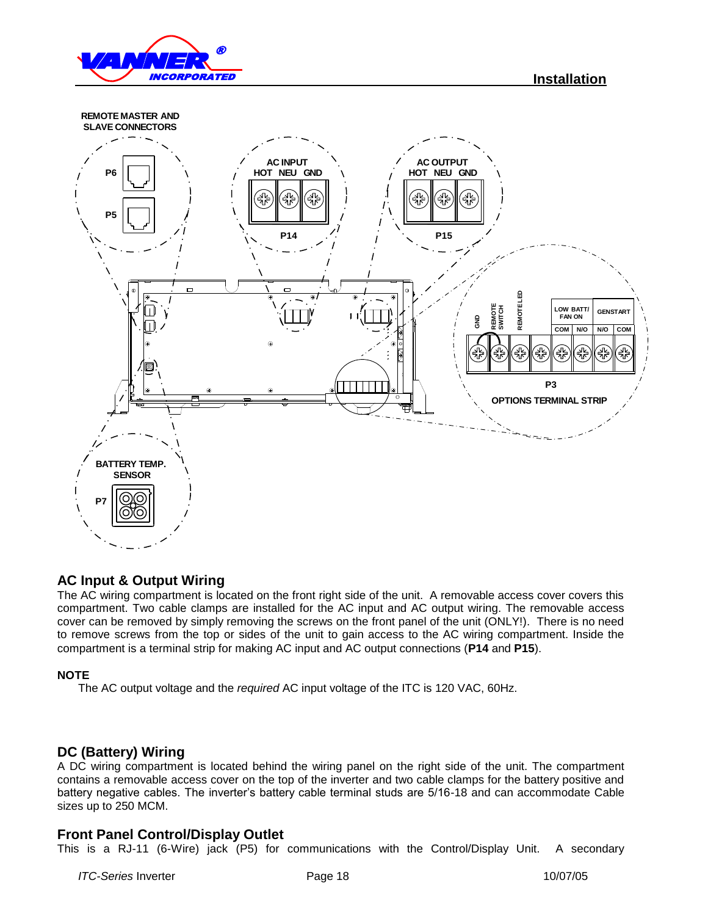REMOTE MASTER AND SLAVE CONNECTORS

P6

P5

AC INPUT
HOT NEU GND

P14

AC OUTPUT
HOT NEU GND

P15

GND
REMOTE SWITCH
REMOTE LED
LOW BATT/ FAN ON
GENSTART
COM N/O N/O COM

P3
OPTIONS TERMINAL STRIP

BATTERY TEMP. SENSOR

P7

## AC Input & Output Wiring

The AC wiring compartment is located on the front right side of the unit. A removable access cover covers this compartment. Two cable clamps are installed for the AC input and AC output wiring. The removable access cover can be removed by simply removing the screws on the front panel of the unit (ONLY!). There is no need to remove screws from the top or sides of the unit to gain access to the AC wiring compartment. Inside the compartment is a terminal strip for making AC input and AC output connections (**P14** and **P15**).

**NOTE**

The AC output voltage and the *required* AC input voltage of the ITC is 120 VAC, 60Hz.

## DC (Battery) Wiring

A DC wiring compartment is located behind the wiring panel on the right side of the unit. The compartment contains a removable access cover on the top of the inverter and two cable clamps for the battery positive and battery negative cables. The inverter's battery cable terminal studs are 5/16-18 and can accommodate Cable sizes up to 250 MCM.

## Front Panel Control/Display Outlet

This is a RJ-11 (6-Wire) jack (P5) for communications with the Control/Display Unit. A secondary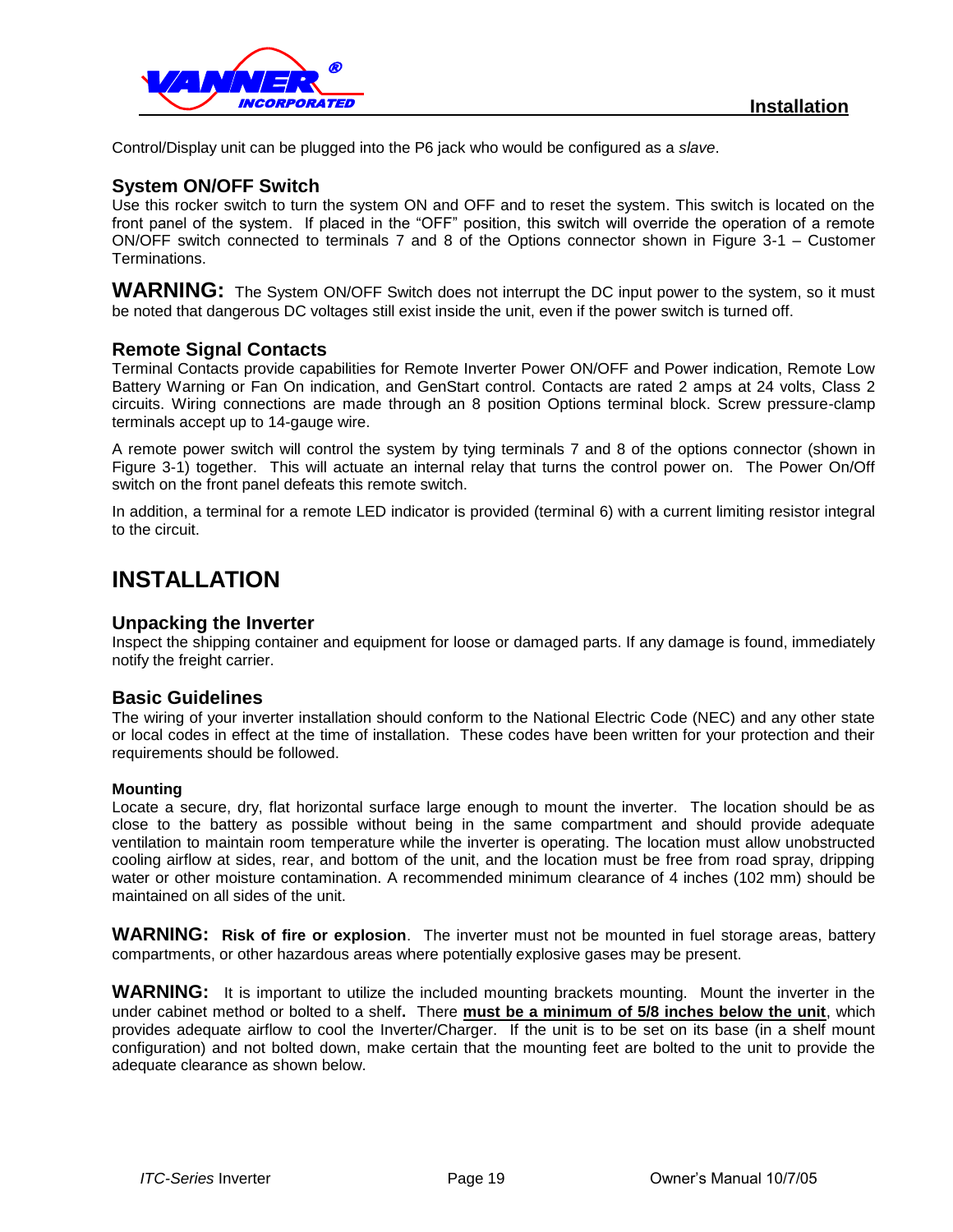Control/Display unit can be plugged into the P6 jack who would be configured as a *slave*.

### System ON/OFF Switch

Use this rocker switch to turn the system ON and OFF and to reset the system. This switch is located on the front panel of the system. If placed in the “OFF” position, this switch will override the operation of a remote ON/OFF switch connected to terminals 7 and 8 of the Options connector shown in Figure 3-1 – Customer Terminations.

**WARNING:** The System ON/OFF Switch does not interrupt the DC input power to the system, so it must be noted that dangerous DC voltages still exist inside the unit, even if the power switch is turned off.

### Remote Signal Contacts

Terminal Contacts provide capabilities for Remote Inverter Power ON/OFF and Power indication, Remote Low Battery Warning or Fan On indication, and GenStart control. Contacts are rated 2 amps at 24 volts, Class 2 circuits. Wiring connections are made through an 8 position Options terminal block. Screw pressure-clamp terminals accept up to 14-gauge wire.

A remote power switch will control the system by tying terminals 7 and 8 of the options connector (shown in Figure 3-1) together. This will actuate an internal relay that turns the control power on. The Power On/Off switch on the front panel defeats this remote switch.

In addition, a terminal for a remote LED indicator is provided (terminal 6) with a current limiting resistor integral to the circuit.

## INSTALLATION

### Unpacking the Inverter

Inspect the shipping container and equipment for loose or damaged parts. If any damage is found, immediately notify the freight carrier.

### Basic Guidelines

The wiring of your inverter installation should conform to the National Electric Code (NEC) and any other state or local codes in effect at the time of installation. These codes have been written for your protection and their requirements should be followed.

#### Mounting

Locate a secure, dry, flat horizontal surface large enough to mount the inverter. The location should be as close to the battery as possible without being in the same compartment and should provide adequate ventilation to maintain room temperature while the inverter is operating. The location must allow unobstructed cooling airflow at sides, rear, and bottom of the unit, and the location must be free from road spray, dripping water or other moisture contamination. A recommended minimum clearance of 4 inches (102 mm) should be maintained on all sides of the unit.

**WARNING:** **Risk of fire or explosion**. The inverter must not be mounted in fuel storage areas, battery compartments, or other hazardous areas where potentially explosive gases may be present.

**WARNING:** It is important to utilize the included mounting brackets mounting. Mount the inverter in the under cabinet method or bolted to a shelf**.** There **must be a minimum of 5/8 inches below the unit**, which provides adequate airflow to cool the Inverter/Charger. If the unit is to be set on its base (in a shelf mount configuration) and not bolted down, make certain that the mounting feet are bolted to the unit to provide the adequate clearance as shown below.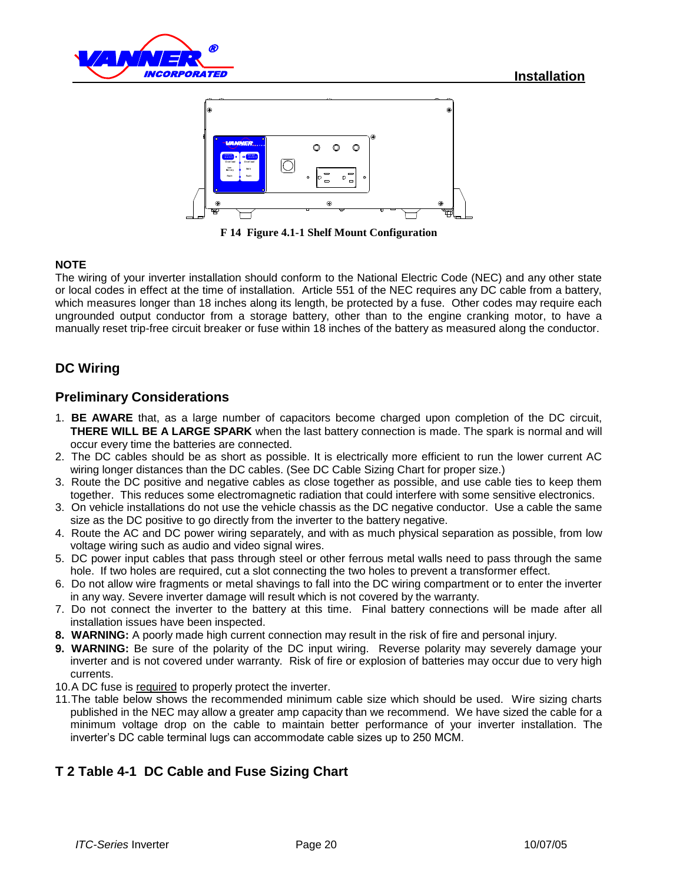F 14 Figure 4.1-1 Shelf Mount Configuration

**NOTE**

The wiring of your inverter installation should conform to the National Electric Code (NEC) and any other state or local codes in effect at the time of installation. Article 551 of the NEC requires any DC cable from a battery, which measures longer than 18 inches along its length, be protected by a fuse. Other codes may require each ungrounded output conductor from a storage battery, other than to the engine cranking motor, to have a manually reset trip-free circuit breaker or fuse within 18 inches of the battery as measured along the conductor.

## DC Wiring

### Preliminary Considerations

1. **BE AWARE** that, as a large number of capacitors become charged upon completion of the DC circuit, **THERE WILL BE A LARGE SPARK** when the last battery connection is made. The spark is normal and will occur every time the batteries are connected.
2. The DC cables should be as short as possible. It is electrically more efficient to run the lower current AC wiring longer distances than the DC cables. (See DC Cable Sizing Chart for proper size.)
3. Route the DC positive and negative cables as close together as possible, and use cable ties to keep them together. This reduces some electromagnetic radiation that could interfere with some sensitive electronics.
3. On vehicle installations do not use the vehicle chassis as the DC negative conductor. Use a cable the same size as the DC positive to go directly from the inverter to the battery negative.
4. Route the AC and DC power wiring separately, and with as much physical separation as possible, from low voltage wiring such as audio and video signal wires.
5. DC power input cables that pass through steel or other ferrous metal walls need to pass through the same hole. If two holes are required, cut a slot connecting the two holes to prevent a transformer effect.
6. Do not allow wire fragments or metal shavings to fall into the DC wiring compartment or to enter the inverter in any way. Severe inverter damage will result which is not covered by the warranty.
7. Do not connect the inverter to the battery at this time. Final battery connections will be made after all installation issues have been inspected.
8. **WARNING:** A poorly made high current connection may result in the risk of fire and personal injury.
9. **WARNING:** Be sure of the polarity of the DC input wiring. Reverse polarity may severely damage your inverter and is not covered under warranty. Risk of fire or explosion of batteries may occur due to very high currents.
10. A DC fuse is <u>required</u> to properly protect the inverter.
11. The table below shows the recommended minimum cable size which should be used. Wire sizing charts published in the NEC may allow a greater amp capacity than we recommend. We have sized the cable for a minimum voltage drop on the cable to maintain better performance of your inverter installation. The inverter's DC cable terminal lugs can accommodate cable sizes up to 250 MCM.

### T 2 Table 4-1 DC Cable and Fuse Sizing Chart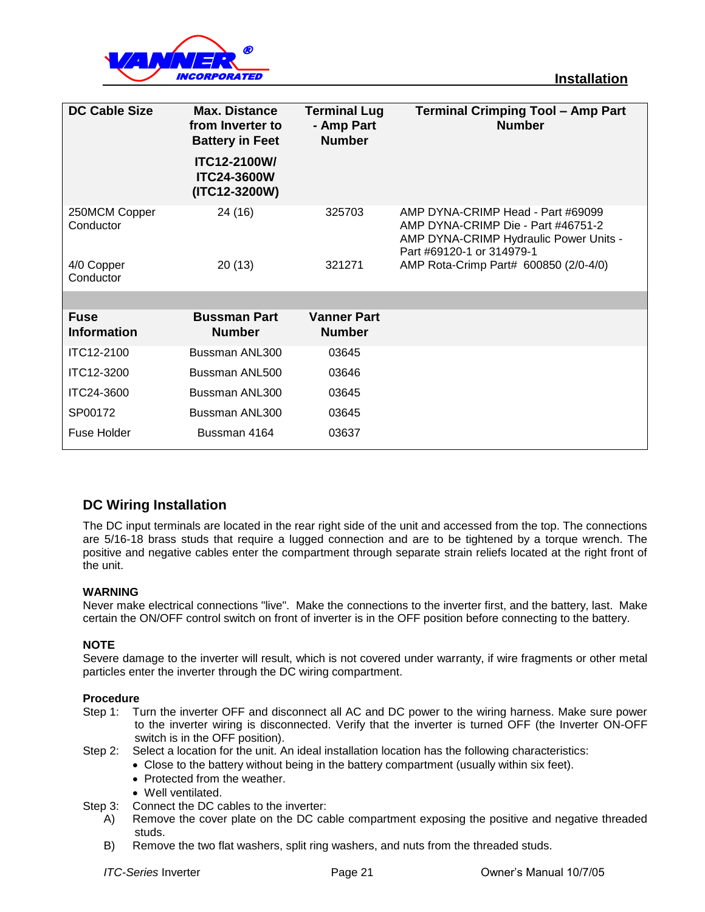| DC Cable Size | Max. Distance from Inverter to Battery in Feet ITC12-2100W/ ITC24-3600W (ITC12-3200W) | Terminal Lug - Amp Part Number | Terminal Crimping Tool – Amp Part Number |
|---|---|---|---|
| 250MCM Copper Conductor | 24 (16) | 325703 | AMP DYNA-CRIMP Head - Part #69099<br>AMP DYNA-CRIMP Die - Part #46751-2<br>AMP DYNA-CRIMP Hydraulic Power Units - Part #69120-1 or 314979-1 |
| 4/0 Copper Conductor | 20 (13) | 321271 | AMP Rota-Crimp Part# 600850 (2/0-4/0) |

| Fuse Information | Bussman Part Number | Vanner Part Number |
|---|---|---|
| ITC12-2100 | Bussman ANL300 | 03645 |
| ITC12-3200 | Bussman ANL500 | 03646 |
| ITC24-3600 | Bussman ANL300 | 03645 |
| SP00172 | Bussman ANL300 | 03645 |
| Fuse Holder | Bussman 4164 | 03637 |

## DC Wiring Installation

The DC input terminals are located in the rear right side of the unit and accessed from the top. The connections are 5/16-18 brass studs that require a lugged connection and are to be tightened by a torque wrench. The positive and negative cables enter the compartment through separate strain reliefs located at the right front of the unit.

**WARNING**
Never make electrical connections "live". Make the connections to the inverter first, and the battery, last. Make certain the ON/OFF control switch on front of inverter is in the OFF position before connecting to the battery.

**NOTE**
Severe damage to the inverter will result, which is not covered under warranty, if wire fragments or other metal particles enter the inverter through the DC wiring compartment.

**Procedure**

Step 1: Turn the inverter OFF and disconnect all AC and DC power to the wiring harness. Make sure power to the inverter wiring is disconnected. Verify that the inverter is turned OFF (the Inverter ON-OFF switch is in the OFF position).

Step 2: Select a location for the unit. An ideal installation location has the following characteristics:
- Close to the battery without being in the battery compartment (usually within six feet).
- Protected from the weather.
- Well ventilated.

Step 3: Connect the DC cables to the inverter:
- A) Remove the cover plate on the DC cable compartment exposing the positive and negative threaded studs.
- B) Remove the two flat washers, split ring washers, and nuts from the threaded studs.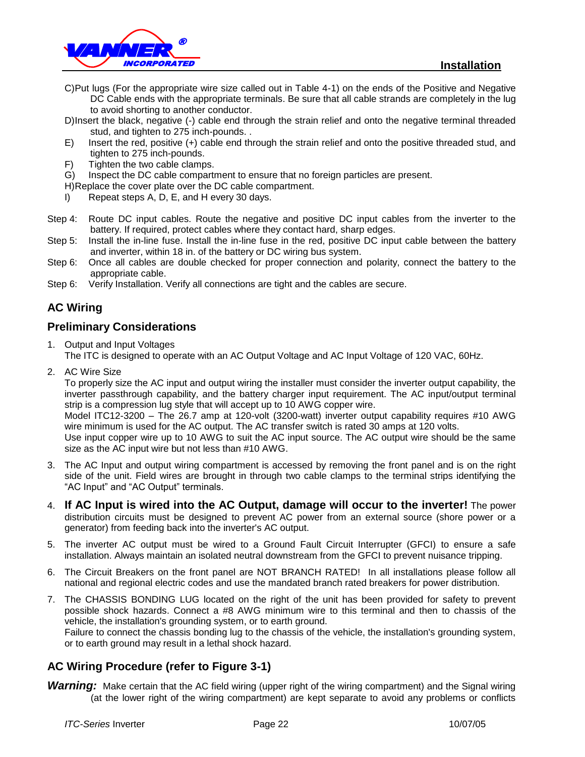C)Put lugs (For the appropriate wire size called out in Table 4-1) on the ends of the Positive and Negative DC Cable ends with the appropriate terminals. Be sure that all cable strands are completely in the lug to avoid shorting to another conductor.

D)Insert the black, negative (-) cable end through the strain relief and onto the negative terminal threaded stud, and tighten to 275 inch-pounds. .

E) Insert the red, positive (+) cable end through the strain relief and onto the positive threaded stud, and tighten to 275 inch-pounds.

F) Tighten the two cable clamps.

G) Inspect the DC cable compartment to ensure that no foreign particles are present.

H)Replace the cover plate over the DC cable compartment.

I) Repeat steps A, D, E, and H every 30 days.

Step 4: Route DC input cables. Route the negative and positive DC input cables from the inverter to the battery. If required, protect cables where they contact hard, sharp edges.

Step 5: Install the in-line fuse. Install the in-line fuse in the red, positive DC input cable between the battery and inverter, within 18 in. of the battery or DC wiring bus system.

Step 6: Once all cables are double checked for proper connection and polarity, connect the battery to the appropriate cable.

Step 6: Verify Installation. Verify all connections are tight and the cables are secure.

## AC Wiring

### Preliminary Considerations

1. Output and Input Voltages
   The ITC is designed to operate with an AC Output Voltage and AC Input Voltage of 120 VAC, 60Hz.

2. AC Wire Size
   To properly size the AC input and output wiring the installer must consider the inverter output capability, the inverter passthrough capability, and the battery charger input requirement. The AC input/output terminal strip is a compression lug style that will accept up to 10 AWG copper wire.
   Model ITC12-3200 – The 26.7 amp at 120-volt (3200-watt) inverter output capability requires #10 AWG wire minimum is used for the AC output. The AC transfer switch is rated 30 amps at 120 volts.
   Use input copper wire up to 10 AWG to suit the AC input source. The AC output wire should be the same size as the AC input wire but not less than #10 AWG.

3. The AC Input and output wiring compartment is accessed by removing the front panel and is on the right side of the unit. Field wires are brought in through two cable clamps to the terminal strips identifying the "AC Input" and "AC Output" terminals.

4. **If AC Input is wired into the AC Output, damage will occur to the inverter!** The power distribution circuits must be designed to prevent AC power from an external source (shore power or a generator) from feeding back into the inverter's AC output.

5. The inverter AC output must be wired to a Ground Fault Circuit Interrupter (GFCI) to ensure a safe installation. Always maintain an isolated neutral downstream from the GFCI to prevent nuisance tripping.

6. The Circuit Breakers on the front panel are NOT BRANCH RATED! In all installations please follow all national and regional electric codes and use the mandated branch rated breakers for power distribution.

7. The CHASSIS BONDING LUG located on the right of the unit has been provided for safety to prevent possible shock hazards. Connect a #8 AWG minimum wire to this terminal and then to chassis of the vehicle, the installation's grounding system, or to earth ground.
   Failure to connect the chassis bonding lug to the chassis of the vehicle, the installation's grounding system, or to earth ground may result in a lethal shock hazard.

### AC Wiring Procedure (refer to Figure 3-1)

***Warning:*** Make certain that the AC field wiring (upper right of the wiring compartment) and the Signal wiring (at the lower right of the wiring compartment) are kept separate to avoid any problems or conflicts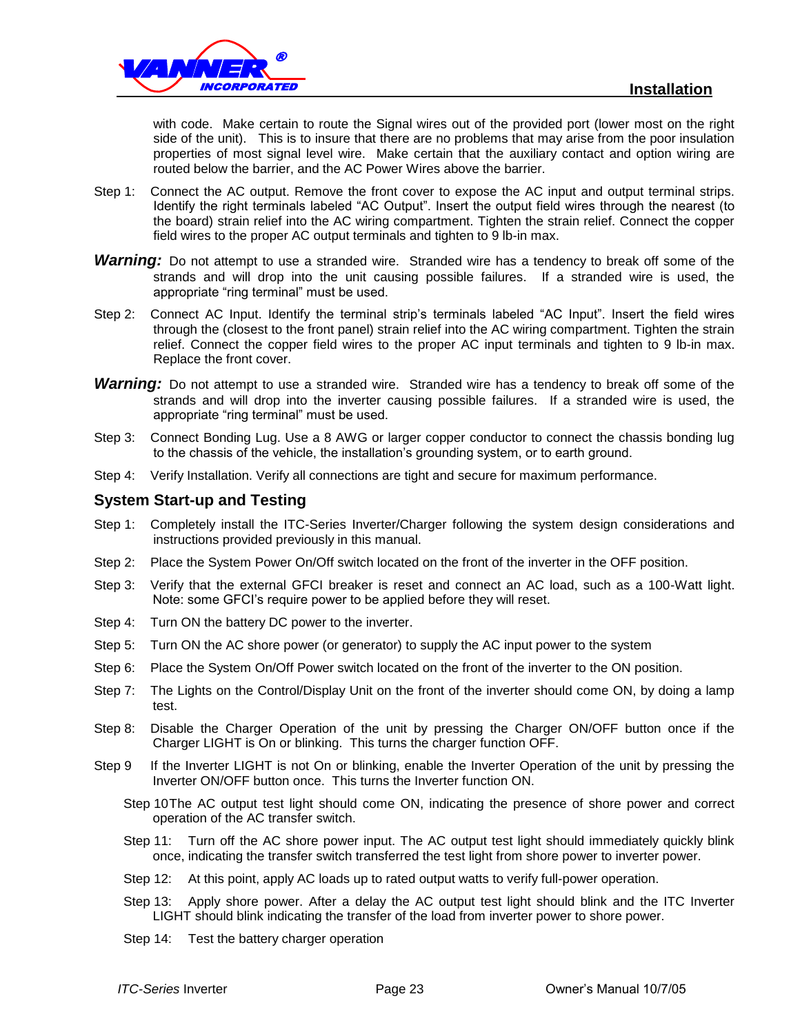with code. Make certain to route the Signal wires out of the provided port (lower most on the right side of the unit). This is to insure that there are no problems that may arise from the poor insulation properties of most signal level wire. Make certain that the auxiliary contact and option wiring are routed below the barrier, and the AC Power Wires above the barrier.

Step 1: Connect the AC output. Remove the front cover to expose the AC input and output terminal strips. Identify the right terminals labeled "AC Output". Insert the output field wires through the nearest (to the board) strain relief into the AC wiring compartment. Tighten the strain relief. Connect the copper field wires to the proper AC output terminals and tighten to 9 lb-in max.

***Warning:*** Do not attempt to use a stranded wire. Stranded wire has a tendency to break off some of the strands and will drop into the unit causing possible failures. If a stranded wire is used, the appropriate "ring terminal" must be used.

Step 2: Connect AC Input. Identify the terminal strip's terminals labeled "AC Input". Insert the field wires through the (closest to the front panel) strain relief into the AC wiring compartment. Tighten the strain relief. Connect the copper field wires to the proper AC input terminals and tighten to 9 lb-in max. Replace the front cover.

***Warning:*** Do not attempt to use a stranded wire. Stranded wire has a tendency to break off some of the strands and will drop into the inverter causing possible failures. If a stranded wire is used, the appropriate "ring terminal" must be used.

Step 3: Connect Bonding Lug. Use a 8 AWG or larger copper conductor to connect the chassis bonding lug to the chassis of the vehicle, the installation's grounding system, or to earth ground.

Step 4: Verify Installation. Verify all connections are tight and secure for maximum performance.

## System Start-up and Testing

Step 1: Completely install the ITC-Series Inverter/Charger following the system design considerations and instructions provided previously in this manual.

Step 2: Place the System Power On/Off switch located on the front of the inverter in the OFF position.

Step 3: Verify that the external GFCI breaker is reset and connect an AC load, such as a 100-Watt light. Note: some GFCI's require power to be applied before they will reset.

Step 4: Turn ON the battery DC power to the inverter.

Step 5: Turn ON the AC shore power (or generator) to supply the AC input power to the system

Step 6: Place the System On/Off Power switch located on the front of the inverter to the ON position.

Step 7: The Lights on the Control/Display Unit on the front of the inverter should come ON, by doing a lamp test.

Step 8: Disable the Charger Operation of the unit by pressing the Charger ON/OFF button once if the Charger LIGHT is On or blinking. This turns the charger function OFF.

Step 9 If the Inverter LIGHT is not On or blinking, enable the Inverter Operation of the unit by pressing the Inverter ON/OFF button once. This turns the Inverter function ON.

Step 10The AC output test light should come ON, indicating the presence of shore power and correct operation of the AC transfer switch.

Step 11: Turn off the AC shore power input. The AC output test light should immediately quickly blink once, indicating the transfer switch transferred the test light from shore power to inverter power.

Step 12: At this point, apply AC loads up to rated output watts to verify full-power operation.

Step 13: Apply shore power. After a delay the AC output test light should blink and the ITC Inverter LIGHT should blink indicating the transfer of the load from inverter power to shore power.

Step 14: Test the battery charger operation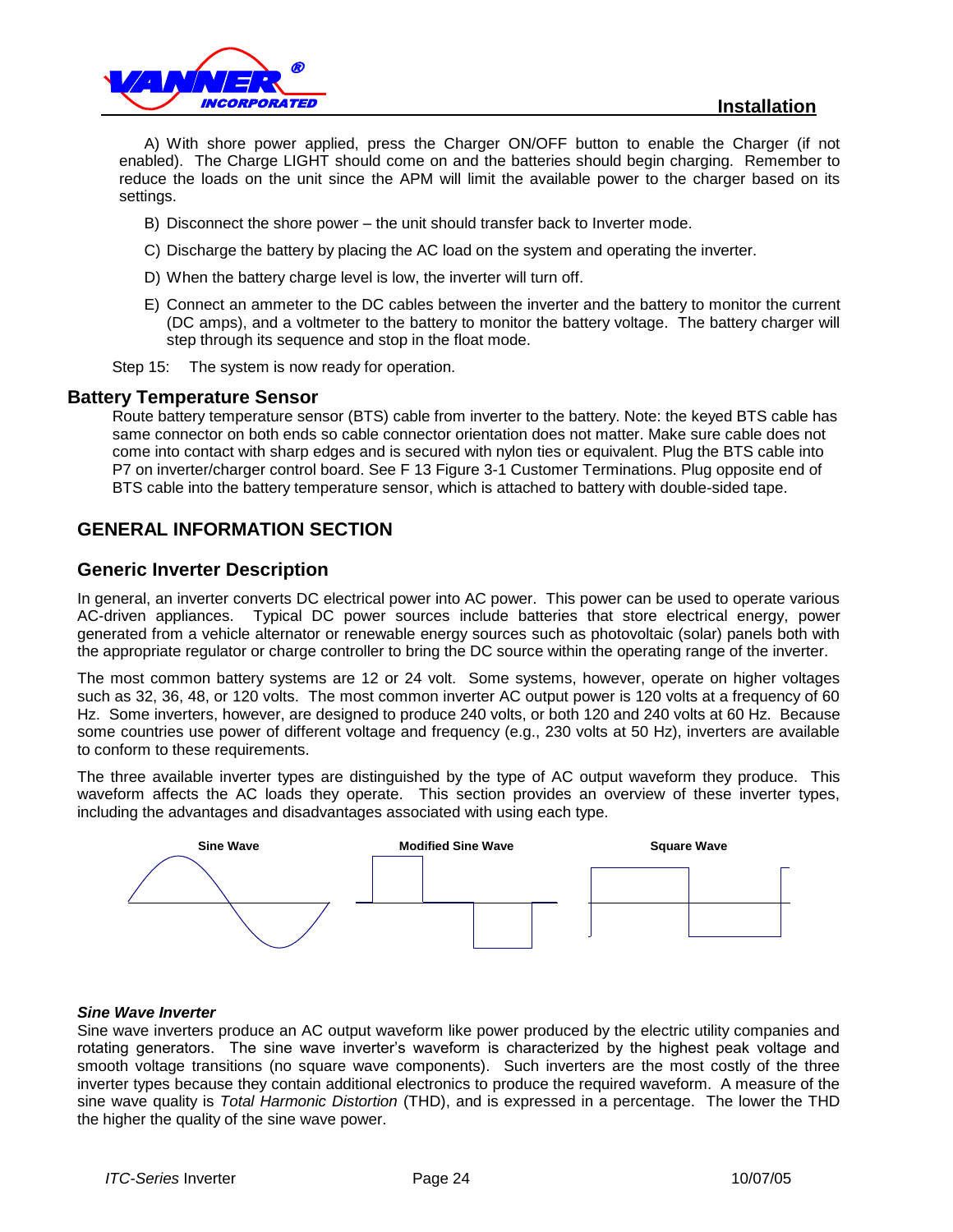A) With shore power applied, press the Charger ON/OFF button to enable the Charger (if not enabled). The Charge LIGHT should come on and the batteries should begin charging. Remember to reduce the loads on the unit since the APM will limit the available power to the charger based on its settings.

B) Disconnect the shore power – the unit should transfer back to Inverter mode.

C) Discharge the battery by placing the AC load on the system and operating the inverter.

D) When the battery charge level is low, the inverter will turn off.

E) Connect an ammeter to the DC cables between the inverter and the battery to monitor the current (DC amps), and a voltmeter to the battery to monitor the battery voltage. The battery charger will step through its sequence and stop in the float mode.

Step 15: The system is now ready for operation.

## Battery Temperature Sensor

Route battery temperature sensor (BTS) cable from inverter to the battery. Note: the keyed BTS cable has same connector on both ends so cable connector orientation does not matter. Make sure cable does not come into contact with sharp edges and is secured with nylon ties or equivalent. Plug the BTS cable into P7 on inverter/charger control board. See F 13 Figure 3-1 Customer Terminations. Plug opposite end of BTS cable into the battery temperature sensor, which is attached to battery with double-sided tape.

# GENERAL INFORMATION SECTION

## Generic Inverter Description

In general, an inverter converts DC electrical power into AC power. This power can be used to operate various AC-driven appliances. Typical DC power sources include batteries that store electrical energy, power generated from a vehicle alternator or renewable energy sources such as photovoltaic (solar) panels both with the appropriate regulator or charge controller to bring the DC source within the operating range of the inverter.

The most common battery systems are 12 or 24 volt. Some systems, however, operate on higher voltages such as 32, 36, 48, or 120 volts. The most common inverter AC output power is 120 volts at a frequency of 60 Hz. Some inverters, however, are designed to produce 240 volts, or both 120 and 240 volts at 60 Hz. Because some countries use power of different voltage and frequency (e.g., 230 volts at 50 Hz), inverters are available to conform to these requirements.

The three available inverter types are distinguished by the type of AC output waveform they produce. This waveform affects the AC loads they operate. This section provides an overview of these inverter types, including the advantages and disadvantages associated with using each type.

Sine Wave　　Modified Sine Wave　　Square Wave

### *Sine Wave Inverter*

Sine wave inverters produce an AC output waveform like power produced by the electric utility companies and rotating generators. The sine wave inverter's waveform is characterized by the highest peak voltage and smooth voltage transitions (no square wave components). Such inverters are the most costly of the three inverter types because they contain additional electronics to produce the required waveform. A measure of the sine wave quality is *Total Harmonic Distortion* (THD), and is expressed in a percentage. The lower the THD the higher the quality of the sine wave power.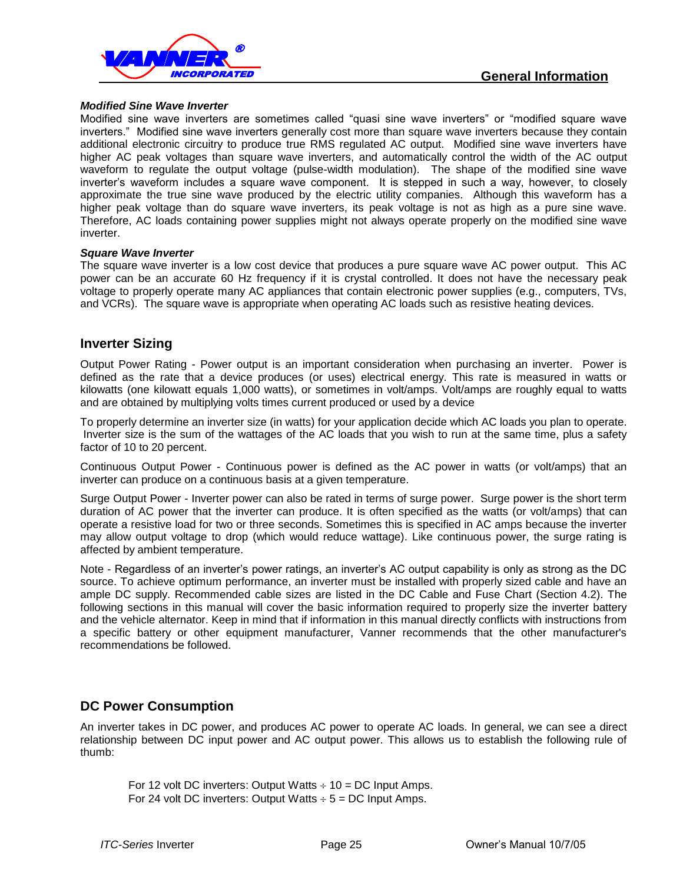### *Modified Sine Wave Inverter*

Modified sine wave inverters are sometimes called "quasi sine wave inverters" or "modified square wave inverters." Modified sine wave inverters generally cost more than square wave inverters because they contain additional electronic circuitry to produce true RMS regulated AC output. Modified sine wave inverters have higher AC peak voltages than square wave inverters, and automatically control the width of the AC output waveform to regulate the output voltage (pulse-width modulation). The shape of the modified sine wave inverter's waveform includes a square wave component. It is stepped in such a way, however, to closely approximate the true sine wave produced by the electric utility companies. Although this waveform has a higher peak voltage than do square wave inverters, its peak voltage is not as high as a pure sine wave. Therefore, AC loads containing power supplies might not always operate properly on the modified sine wave inverter.

### *Square Wave Inverter*

The square wave inverter is a low cost device that produces a pure square wave AC power output. This AC power can be an accurate 60 Hz frequency if it is crystal controlled. It does not have the necessary peak voltage to properly operate many AC appliances that contain electronic power supplies (e.g., computers, TVs, and VCRs). The square wave is appropriate when operating AC loads such as resistive heating devices.

## Inverter Sizing

Output Power Rating - Power output is an important consideration when purchasing an inverter. Power is defined as the rate that a device produces (or uses) electrical energy. This rate is measured in watts or kilowatts (one kilowatt equals 1,000 watts), or sometimes in volt/amps. Volt/amps are roughly equal to watts and are obtained by multiplying volts times current produced or used by a device

To properly determine an inverter size (in watts) for your application decide which AC loads you plan to operate. Inverter size is the sum of the wattages of the AC loads that you wish to run at the same time, plus a safety factor of 10 to 20 percent.

Continuous Output Power - Continuous power is defined as the AC power in watts (or volt/amps) that an inverter can produce on a continuous basis at a given temperature.

Surge Output Power - Inverter power can also be rated in terms of surge power. Surge power is the short term duration of AC power that the inverter can produce. It is often specified as the watts (or volt/amps) that can operate a resistive load for two or three seconds. Sometimes this is specified in AC amps because the inverter may allow output voltage to drop (which would reduce wattage). Like continuous power, the surge rating is affected by ambient temperature.

Note - Regardless of an inverter's power ratings, an inverter's AC output capability is only as strong as the DC source. To achieve optimum performance, an inverter must be installed with properly sized cable and have an ample DC supply. Recommended cable sizes are listed in the DC Cable and Fuse Chart (Section 4.2). The following sections in this manual will cover the basic information required to properly size the inverter battery and the vehicle alternator. Keep in mind that if information in this manual directly conflicts with instructions from a specific battery or other equipment manufacturer, Vanner recommends that the other manufacturer's recommendations be followed.

## DC Power Consumption

An inverter takes in DC power, and produces AC power to operate AC loads. In general, we can see a direct relationship between DC input power and AC output power. This allows us to establish the following rule of thumb:

For 12 volt DC inverters: Output Watts ÷ 10 = DC Input Amps.
For 24 volt DC inverters: Output Watts ÷ 5 = DC Input Amps.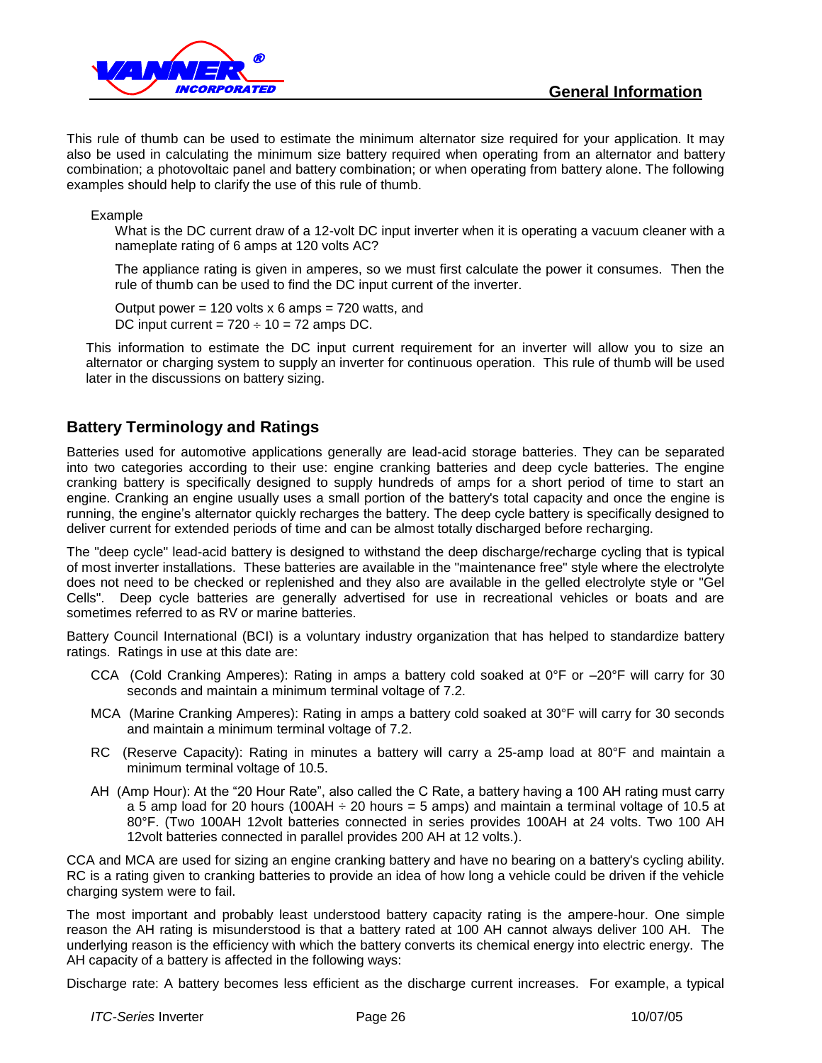This rule of thumb can be used to estimate the minimum alternator size required for your application. It may also be used in calculating the minimum size battery required when operating from an alternator and battery combination; a photovoltaic panel and battery combination; or when operating from battery alone. The following examples should help to clarify the use of this rule of thumb.

Example

What is the DC current draw of a 12-volt DC input inverter when it is operating a vacuum cleaner with a nameplate rating of 6 amps at 120 volts AC?

The appliance rating is given in amperes, so we must first calculate the power it consumes. Then the rule of thumb can be used to find the DC input current of the inverter.

Output power = 120 volts x 6 amps = 720 watts, and
DC input current = 720 ÷ 10 = 72 amps DC.

This information to estimate the DC input current requirement for an inverter will allow you to size an alternator or charging system to supply an inverter for continuous operation. This rule of thumb will be used later in the discussions on battery sizing.

## Battery Terminology and Ratings

Batteries used for automotive applications generally are lead-acid storage batteries. They can be separated into two categories according to their use: engine cranking batteries and deep cycle batteries. The engine cranking battery is specifically designed to supply hundreds of amps for a short period of time to start an engine. Cranking an engine usually uses a small portion of the battery's total capacity and once the engine is running, the engine's alternator quickly recharges the battery. The deep cycle battery is specifically designed to deliver current for extended periods of time and can be almost totally discharged before recharging.

The "deep cycle" lead-acid battery is designed to withstand the deep discharge/recharge cycling that is typical of most inverter installations. These batteries are available in the "maintenance free" style where the electrolyte does not need to be checked or replenished and they also are available in the gelled electrolyte style or "Gel Cells". Deep cycle batteries are generally advertised for use in recreational vehicles or boats and are sometimes referred to as RV or marine batteries.

Battery Council International (BCI) is a voluntary industry organization that has helped to standardize battery ratings. Ratings in use at this date are:

CCA (Cold Cranking Amperes): Rating in amps a battery cold soaked at 0°F or –20°F will carry for 30 seconds and maintain a minimum terminal voltage of 7.2.

MCA (Marine Cranking Amperes): Rating in amps a battery cold soaked at 30°F will carry for 30 seconds and maintain a minimum terminal voltage of 7.2.

RC (Reserve Capacity): Rating in minutes a battery will carry a 25-amp load at 80°F and maintain a minimum terminal voltage of 10.5.

AH (Amp Hour): At the "20 Hour Rate", also called the C Rate, a battery having a 100 AH rating must carry a 5 amp load for 20 hours (100AH ÷ 20 hours = 5 amps) and maintain a terminal voltage of 10.5 at 80°F. (Two 100AH 12volt batteries connected in series provides 100AH at 24 volts. Two 100 AH 12volt batteries connected in parallel provides 200 AH at 12 volts.).

CCA and MCA are used for sizing an engine cranking battery and have no bearing on a battery's cycling ability. RC is a rating given to cranking batteries to provide an idea of how long a vehicle could be driven if the vehicle charging system were to fail.

The most important and probably least understood battery capacity rating is the ampere-hour. One simple reason the AH rating is misunderstood is that a battery rated at 100 AH cannot always deliver 100 AH. The underlying reason is the efficiency with which the battery converts its chemical energy into electric energy. The AH capacity of a battery is affected in the following ways:

Discharge rate: A battery becomes less efficient as the discharge current increases. For example, a typical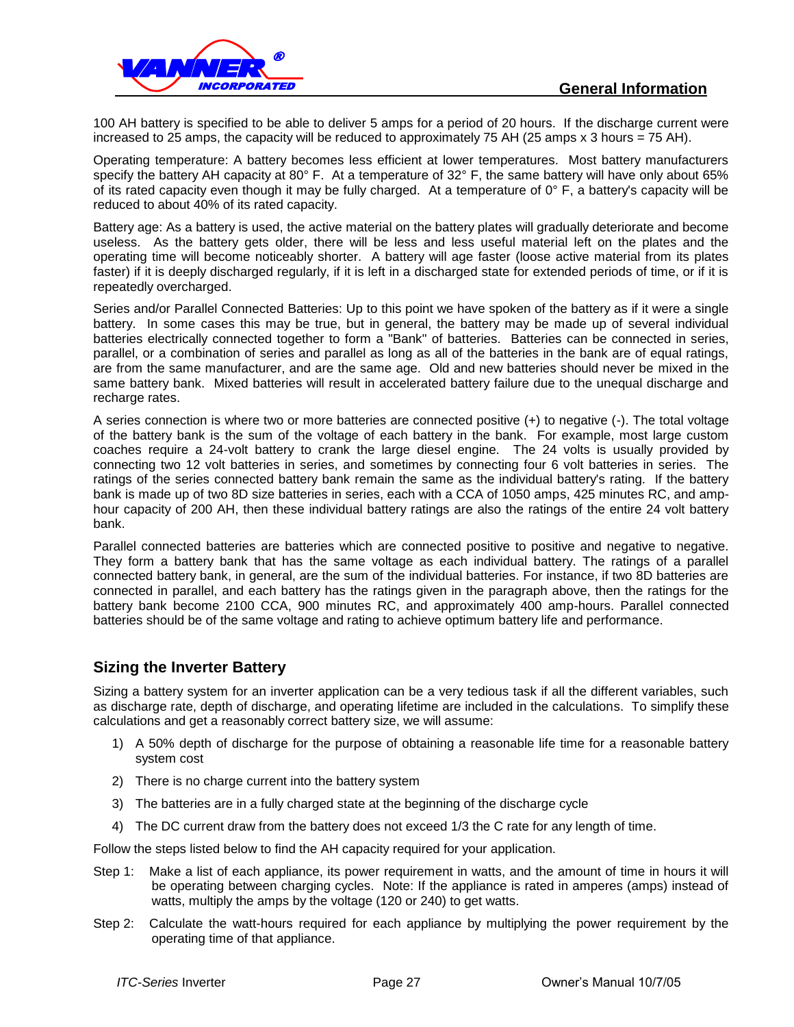100 AH battery is specified to be able to deliver 5 amps for a period of 20 hours. If the discharge current were increased to 25 amps, the capacity will be reduced to approximately 75 AH (25 amps x 3 hours = 75 AH).

Operating temperature: A battery becomes less efficient at lower temperatures. Most battery manufacturers specify the battery AH capacity at 80° F. At a temperature of 32° F, the same battery will have only about 65% of its rated capacity even though it may be fully charged. At a temperature of 0° F, a battery's capacity will be reduced to about 40% of its rated capacity.

Battery age: As a battery is used, the active material on the battery plates will gradually deteriorate and become useless. As the battery gets older, there will be less and less useful material left on the plates and the operating time will become noticeably shorter. A battery will age faster (loose active material from its plates faster) if it is deeply discharged regularly, if it is left in a discharged state for extended periods of time, or if it is repeatedly overcharged.

Series and/or Parallel Connected Batteries: Up to this point we have spoken of the battery as if it were a single battery. In some cases this may be true, but in general, the battery may be made up of several individual batteries electrically connected together to form a "Bank" of batteries. Batteries can be connected in series, parallel, or a combination of series and parallel as long as all of the batteries in the bank are of equal ratings, are from the same manufacturer, and are the same age. Old and new batteries should never be mixed in the same battery bank. Mixed batteries will result in accelerated battery failure due to the unequal discharge and recharge rates.

A series connection is where two or more batteries are connected positive (+) to negative (-). The total voltage of the battery bank is the sum of the voltage of each battery in the bank. For example, most large custom coaches require a 24-volt battery to crank the large diesel engine. The 24 volts is usually provided by connecting two 12 volt batteries in series, and sometimes by connecting four 6 volt batteries in series. The ratings of the series connected battery bank remain the same as the individual battery's rating. If the battery bank is made up of two 8D size batteries in series, each with a CCA of 1050 amps, 425 minutes RC, and amp-hour capacity of 200 AH, then these individual battery ratings are also the ratings of the entire 24 volt battery bank.

Parallel connected batteries are batteries which are connected positive to positive and negative to negative. They form a battery bank that has the same voltage as each individual battery. The ratings of a parallel connected battery bank, in general, are the sum of the individual batteries. For instance, if two 8D batteries are connected in parallel, and each battery has the ratings given in the paragraph above, then the ratings for the battery bank become 2100 CCA, 900 minutes RC, and approximately 400 amp-hours. Parallel connected batteries should be of the same voltage and rating to achieve optimum battery life and performance.

## Sizing the Inverter Battery

Sizing a battery system for an inverter application can be a very tedious task if all the different variables, such as discharge rate, depth of discharge, and operating lifetime are included in the calculations. To simplify these calculations and get a reasonably correct battery size, we will assume:

1) A 50% depth of discharge for the purpose of obtaining a reasonable life time for a reasonable battery system cost
2) There is no charge current into the battery system
3) The batteries are in a fully charged state at the beginning of the discharge cycle
4) The DC current draw from the battery does not exceed 1/3 the C rate for any length of time.

Follow the steps listed below to find the AH capacity required for your application.

Step 1: Make a list of each appliance, its power requirement in watts, and the amount of time in hours it will be operating between charging cycles. Note: If the appliance is rated in amperes (amps) instead of watts, multiply the amps by the voltage (120 or 240) to get watts.

Step 2: Calculate the watt-hours required for each appliance by multiplying the power requirement by the operating time of that appliance.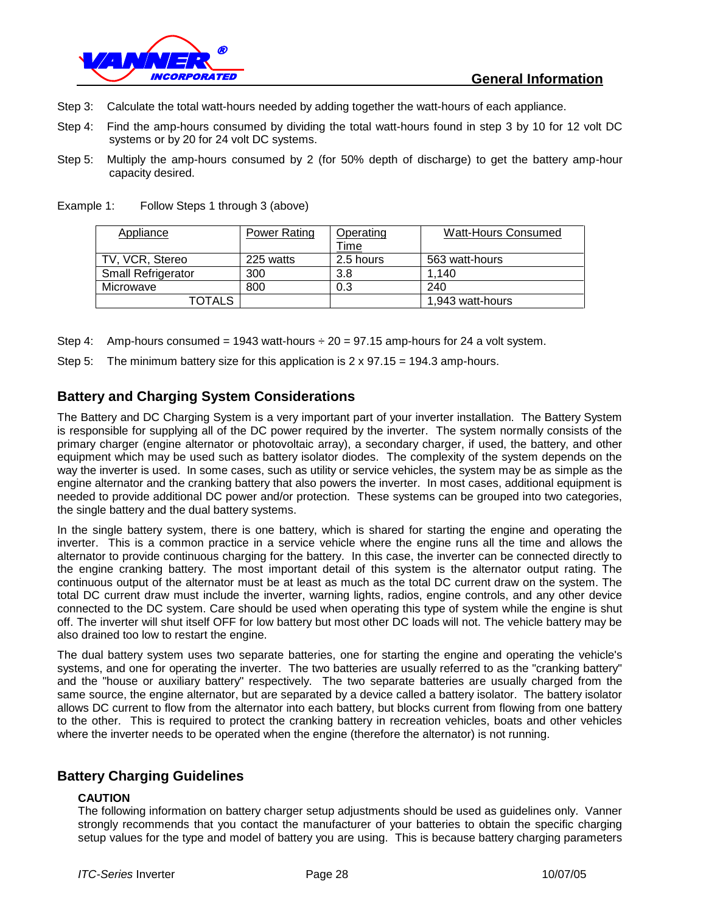Step 3: Calculate the total watt-hours needed by adding together the watt-hours of each appliance.

Step 4: Find the amp-hours consumed by dividing the total watt-hours found in step 3 by 10 for 12 volt DC systems or by 20 for 24 volt DC systems.

Step 5: Multiply the amp-hours consumed by 2 (for 50% depth of discharge) to get the battery amp-hour capacity desired.

Example 1: Follow Steps 1 through 3 (above)

| Appliance | Power Rating | Operating Time | Watt-Hours Consumed |
|---|---|---|---|
| TV, VCR, Stereo | 225 watts | 2.5 hours | 563 watt-hours |
| Small Refrigerator | 300 | 3.8 | 1,140 |
| Microwave | 800 | 0.3 | 240 |
| TOTALS | | | 1,943 watt-hours |

Step 4: Amp-hours consumed = 1943 watt-hours ÷ 20 = 97.15 amp-hours for 24 a volt system.

Step 5: The minimum battery size for this application is 2 x 97.15 = 194.3 amp-hours.

## Battery and Charging System Considerations

The Battery and DC Charging System is a very important part of your inverter installation. The Battery System is responsible for supplying all of the DC power required by the inverter. The system normally consists of the primary charger (engine alternator or photovoltaic array), a secondary charger, if used, the battery, and other equipment which may be used such as battery isolator diodes. The complexity of the system depends on the way the inverter is used. In some cases, such as utility or service vehicles, the system may be as simple as the engine alternator and the cranking battery that also powers the inverter. In most cases, additional equipment is needed to provide additional DC power and/or protection. These systems can be grouped into two categories, the single battery and the dual battery systems.

In the single battery system, there is one battery, which is shared for starting the engine and operating the inverter. This is a common practice in a service vehicle where the engine runs all the time and allows the alternator to provide continuous charging for the battery. In this case, the inverter can be connected directly to the engine cranking battery. The most important detail of this system is the alternator output rating. The continuous output of the alternator must be at least as much as the total DC current draw on the system. The total DC current draw must include the inverter, warning lights, radios, engine controls, and any other device connected to the DC system. Care should be used when operating this type of system while the engine is shut off. The inverter will shut itself OFF for low battery but most other DC loads will not. The vehicle battery may be also drained too low to restart the engine.

The dual battery system uses two separate batteries, one for starting the engine and operating the vehicle's systems, and one for operating the inverter. The two batteries are usually referred to as the "cranking battery" and the "house or auxiliary battery" respectively. The two separate batteries are usually charged from the same source, the engine alternator, but are separated by a device called a battery isolator. The battery isolator allows DC current to flow from the alternator into each battery, but blocks current from flowing from one battery to the other. This is required to protect the cranking battery in recreation vehicles, boats and other vehicles where the inverter needs to be operated when the engine (therefore the alternator) is not running.

## Battery Charging Guidelines

**CAUTION**

The following information on battery charger setup adjustments should be used as guidelines only. Vanner strongly recommends that you contact the manufacturer of your batteries to obtain the specific charging setup values for the type and model of battery you are using. This is because battery charging parameters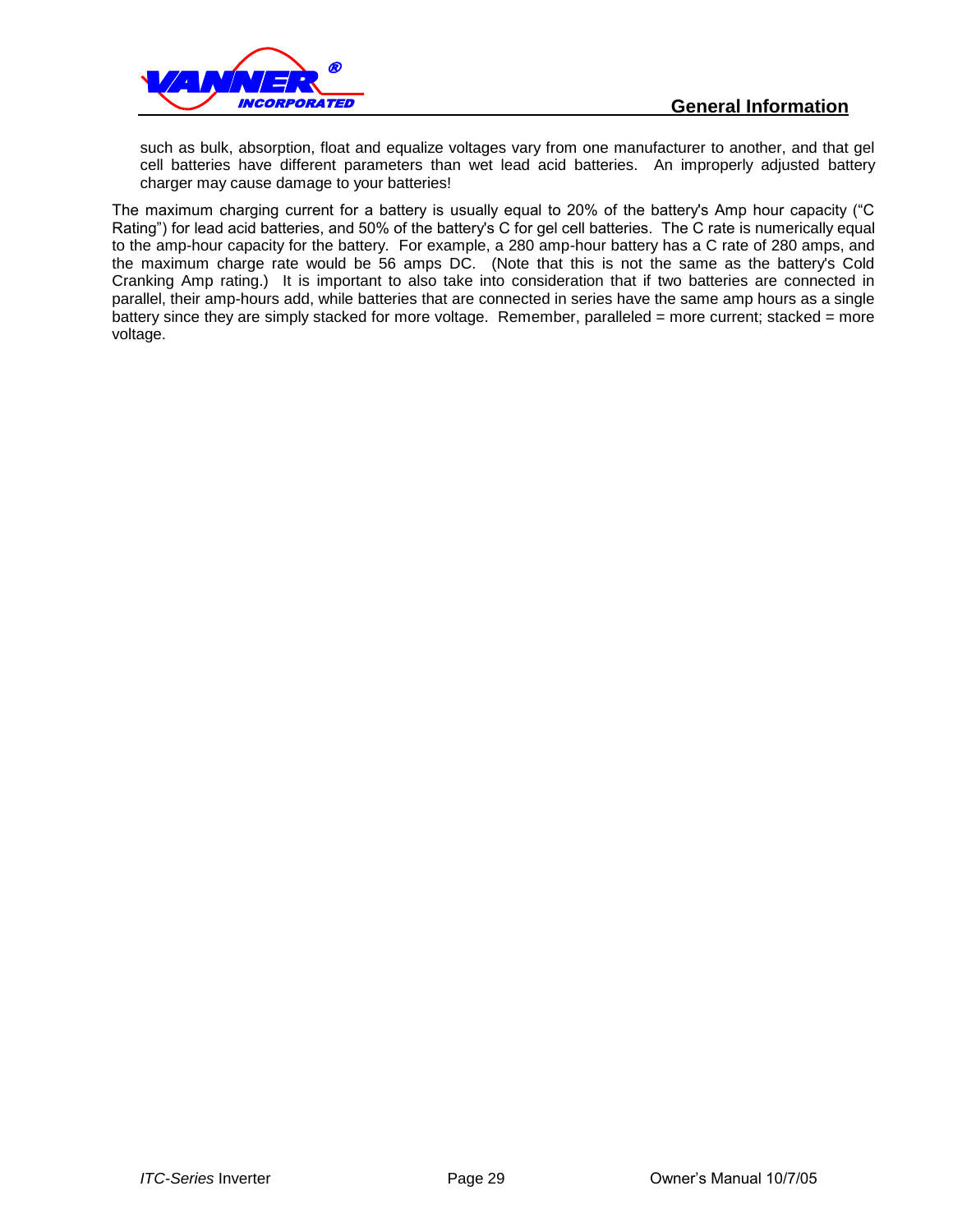such as bulk, absorption, float and equalize voltages vary from one manufacturer to another, and that gel cell batteries have different parameters than wet lead acid batteries. An improperly adjusted battery charger may cause damage to your batteries!

The maximum charging current for a battery is usually equal to 20% of the battery's Amp hour capacity ("C Rating") for lead acid batteries, and 50% of the battery's C for gel cell batteries. The C rate is numerically equal to the amp-hour capacity for the battery. For example, a 280 amp-hour battery has a C rate of 280 amps, and the maximum charge rate would be 56 amps DC. (Note that this is not the same as the battery's Cold Cranking Amp rating.) It is important to also take into consideration that if two batteries are connected in parallel, their amp-hours add, while batteries that are connected in series have the same amp hours as a single battery since they are simply stacked for more voltage. Remember, paralleled = more current; stacked = more voltage.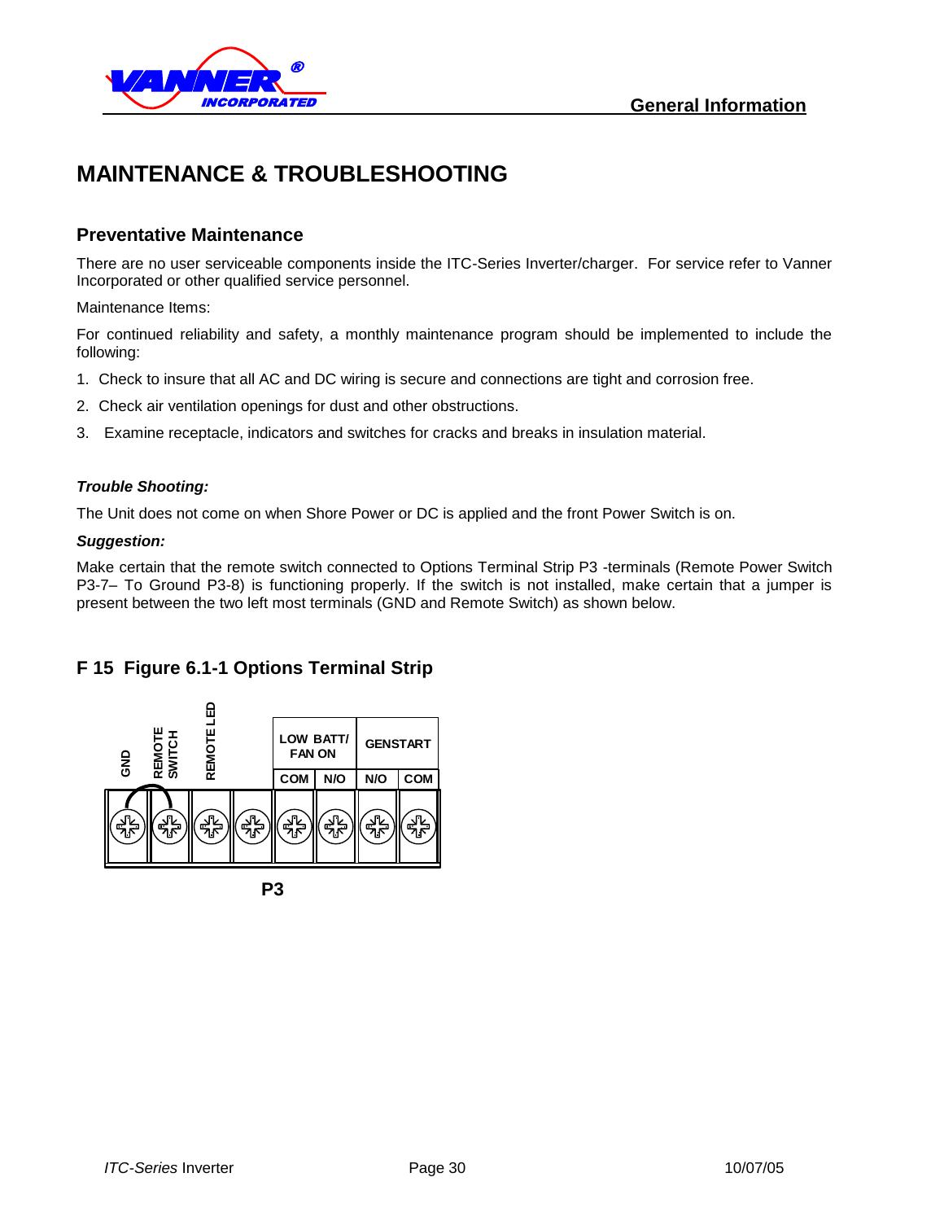# MAINTENANCE & TROUBLESHOOTING

## Preventative Maintenance

There are no user serviceable components inside the ITC-Series Inverter/charger. For service refer to Vanner Incorporated or other qualified service personnel.

Maintenance Items:

For continued reliability and safety, a monthly maintenance program should be implemented to include the following:

1. Check to insure that all AC and DC wiring is secure and connections are tight and corrosion free.
2. Check air ventilation openings for dust and other obstructions.
3. Examine receptacle, indicators and switches for cracks and breaks in insulation material.

***Trouble Shooting:***

The Unit does not come on when Shore Power or DC is applied and the front Power Switch is on.

***Suggestion:***

Make certain that the remote switch connected to Options Terminal Strip P3 -terminals (Remote Power Switch P3-7– To Ground P3-8) is functioning properly. If the switch is not installed, make certain that a jumper is present between the two left most terminals (GND and Remote Switch) as shown below.

## F 15 Figure 6.1-1 Options Terminal Strip

GND
REMOTE SWITCH
REMOTE LED
LOW BATT/ FAN ON
GENSTART
COM
N/O
N/O
COM

P3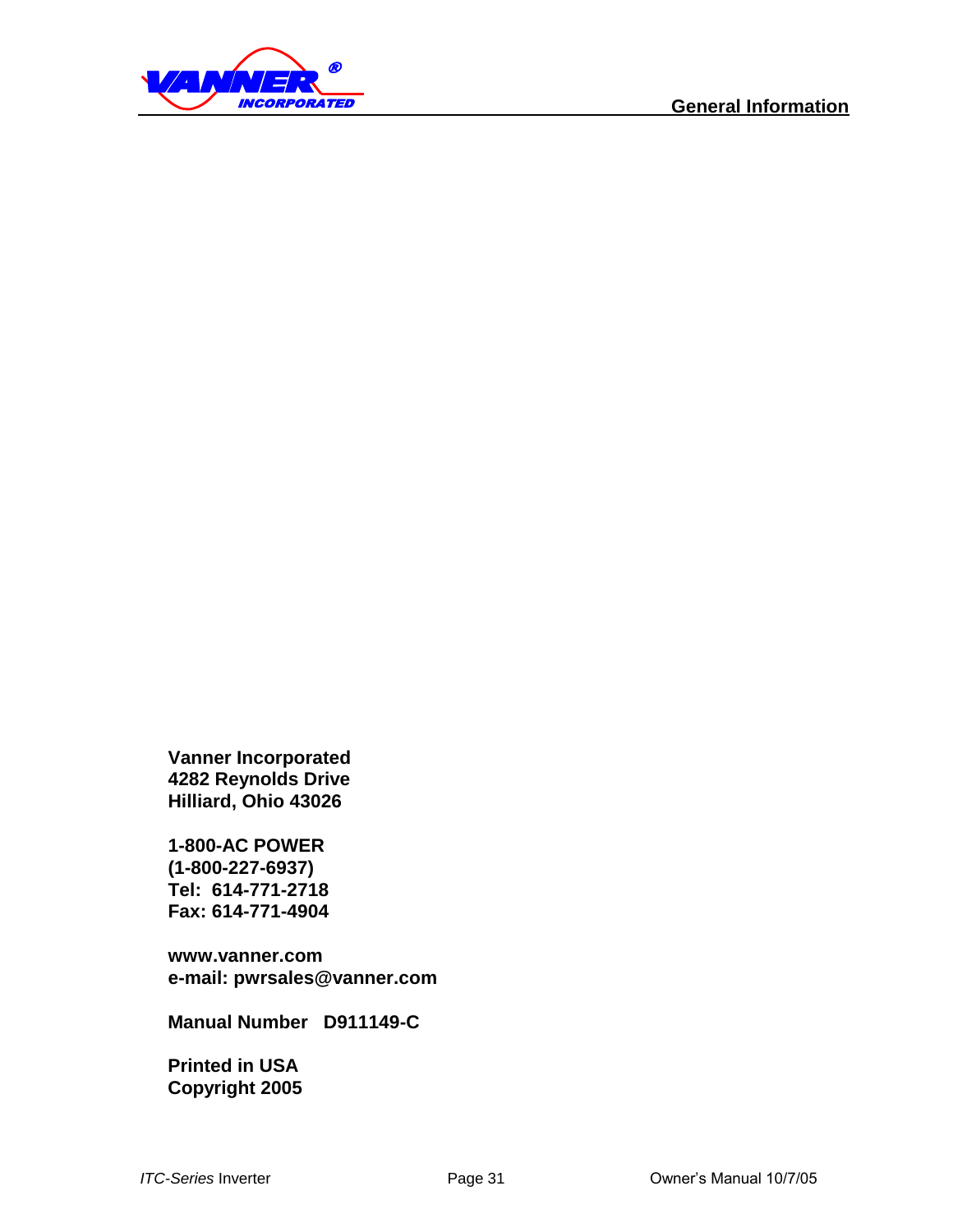**Vanner Incorporated**
**4282 Reynolds Drive**
**Hilliard, Ohio 43026**

**1-800-AC POWER**
**(1-800-227-6937)**
**Tel: 614-771-2718**
**Fax: 614-771-4904**

**www.vanner.com**
**e-mail: pwrsales@vanner.com**

**Manual Number D911149-C**

**Printed in USA**
**Copyright 2005**